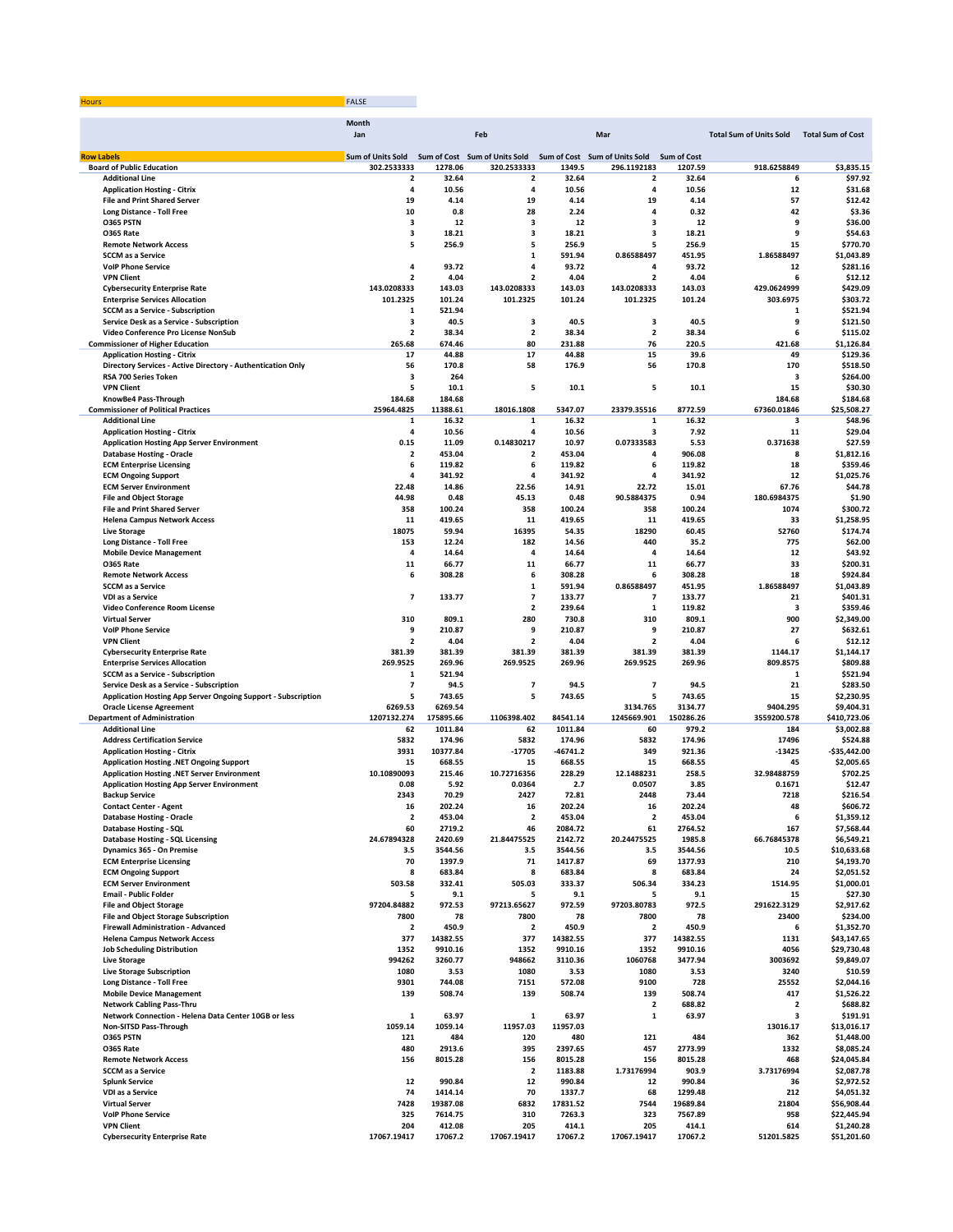| Hours | FALSE | | | | | | | |
|---|---|---|---|---|---|---|---|---|

| | Month | | | | | | | |
|---|---|---|---|---|---|---|---|---|
| | Jan | | Feb | | Mar | | Total Sum of Units Sold | Total Sum of Cost |
| **Row Labels** | Sum of Units Sold | Sum of Cost | Sum of Units Sold | Sum of Cost | Sum of Units Sold | Sum of Cost | | |
| **Board of Public Education** | 302.2533333 | 1278.06 | 320.2533333 | 1349.5 | 296.1192183 | 1207.59 | 918.6258849 | $3,835.15 |
| Additional Line | 2 | 32.64 | 2 | 32.64 | 2 | 32.64 | 6 | $97.92 |
| Application Hosting - Citrix | 4 | 10.56 | 4 | 10.56 | 4 | 10.56 | 12 | $31.68 |
| File and Print Shared Server | 19 | 4.14 | 19 | 4.14 | 19 | 4.14 | 57 | $12.42 |
| Long Distance - Toll Free | 10 | 0.8 | 28 | 2.24 | 4 | 0.32 | 42 | $3.36 |
| O365 PSTN | 3 | 12 | 3 | 12 | 3 | 12 | 9 | $36.00 |
| O365 Rate | 3 | 18.21 | 3 | 18.21 | 3 | 18.21 | 9 | $54.63 |
| Remote Network Access | 5 | 256.9 | 5 | 256.9 | 5 | 256.9 | 15 | $770.70 |
| SCCM as a Service | | | 1 | 591.94 | 0.86588497 | 451.95 | 1.86588497 | $1,043.89 |
| VoIP Phone Service | 4 | 93.72 | 4 | 93.72 | 4 | 93.72 | 12 | $281.16 |
| VPN Client | 2 | 4.04 | 2 | 4.04 | 2 | 4.04 | 6 | $12.12 |
| Cybersecurity Enterprise Rate | 143.0208333 | 143.03 | 143.0208333 | 143.03 | 143.0208333 | 143.03 | 429.0624999 | $429.09 |
| Enterprise Services Allocation | 101.2325 | 101.24 | 101.2325 | 101.24 | 101.2325 | 101.24 | 303.6975 | $303.72 |
| SCCM as a Service - Subscription | 1 | 521.94 | | | | | 1 | $521.94 |
| Service Desk as a Service - Subscription | 3 | 40.5 | 3 | 40.5 | 3 | 40.5 | 9 | $121.50 |
| Video Conference Pro License NonSub | 2 | 38.34 | 2 | 38.34 | 2 | 38.34 | 6 | $115.02 |
| **Commissioner of Higher Education** | 265.68 | 674.46 | 80 | 231.88 | 76 | 220.5 | 421.68 | $1,126.84 |
| Application Hosting - Citrix | 17 | 44.88 | 17 | 44.88 | 15 | 39.6 | 49 | $129.36 |
| Directory Services - Active Directory - Authentication Only | 56 | 170.8 | 58 | 176.9 | 56 | 170.8 | 170 | $518.50 |
| RSA 700 Series Token | 3 | 264 | | | | | 3 | $264.00 |
| VPN Client | 5 | 10.1 | 5 | 10.1 | 5 | 10.1 | 15 | $30.30 |
| KnowBe4 Pass-Through | 184.68 | 184.68 | | | | | 184.68 | $184.68 |
| **Commissioner of Political Practices** | 25964.4825 | 11388.61 | 18016.1808 | 5347.07 | 23379.35516 | 8772.59 | 67360.01846 | $25,508.27 |
| Additional Line | 1 | 16.32 | 1 | 16.32 | 1 | 16.32 | 3 | $48.96 |
| Application Hosting - Citrix | 4 | 10.56 | 4 | 10.56 | 3 | 7.92 | 11 | $29.04 |
| Application Hosting App Server Environment | 0.15 | 11.09 | 0.14830217 | 10.97 | 0.07333583 | 5.53 | 0.371638 | $27.59 |
| Database Hosting - Oracle | 2 | 453.04 | 2 | 453.04 | 4 | 906.08 | 8 | $1,812.16 |
| ECM Enterprise Licensing | 6 | 119.82 | 6 | 119.82 | 6 | 119.82 | 18 | $359.46 |
| ECM Ongoing Support | 4 | 341.92 | 4 | 341.92 | 4 | 341.92 | 12 | $1,025.76 |
| ECM Server Environment | 22.48 | 14.86 | 22.56 | 14.91 | 22.72 | 15.01 | 67.76 | $44.78 |
| File and Object Storage | 44.98 | 0.48 | 45.13 | 0.48 | 90.5884375 | 0.94 | 180.6984375 | $1.90 |
| File and Print Shared Server | 358 | 100.24 | 358 | 100.24 | 358 | 100.24 | 1074 | $300.72 |
| Helena Campus Network Access | 11 | 419.65 | 11 | 419.65 | 11 | 419.65 | 33 | $1,258.95 |
| Live Storage | 18075 | 59.94 | 16395 | 54.35 | 18290 | 60.45 | 52760 | $174.74 |
| Long Distance - Toll Free | 153 | 12.24 | 182 | 14.56 | 440 | 35.2 | 775 | $62.00 |
| Mobile Device Management | 4 | 14.64 | 4 | 14.64 | 4 | 14.64 | 12 | $43.92 |
| O365 Rate | 11 | 66.77 | 11 | 66.77 | 11 | 66.77 | 33 | $200.31 |
| Remote Network Access | 6 | 308.28 | 6 | 308.28 | 6 | 308.28 | 18 | $924.84 |
| SCCM as a Service | | | 1 | 591.94 | 0.86588497 | 451.95 | 1.86588497 | $1,043.89 |
| VDI as a Service | 7 | 133.77 | 7 | 133.77 | 7 | 133.77 | 21 | $401.31 |
| Video Conference Room License | | | 2 | 239.64 | 1 | 119.82 | 3 | $359.46 |
| Virtual Server | 310 | 809.1 | 280 | 730.8 | 310 | 809.1 | 900 | $2,349.00 |
| VoIP Phone Service | 9 | 210.87 | 9 | 210.87 | 9 | 210.87 | 27 | $632.61 |
| VPN Client | 2 | 4.04 | 2 | 4.04 | 2 | 4.04 | 6 | $12.12 |
| Cybersecurity Enterprise Rate | 381.39 | 381.39 | 381.39 | 381.39 | 381.39 | 381.39 | 1144.17 | $1,144.17 |
| Enterprise Services Allocation | 269.9525 | 269.96 | 269.9525 | 269.96 | 269.9525 | 269.96 | 809.8575 | $809.88 |
| SCCM as a Service - Subscription | 1 | 521.94 | | | | | 1 | $521.94 |
| Service Desk as a Service - Subscription | 7 | 94.5 | 7 | 94.5 | 7 | 94.5 | 21 | $283.50 |
| Application Hosting App Server Ongoing Support - Subscription | 5 | 743.65 | 5 | 743.65 | 5 | 743.65 | 15 | $2,230.95 |
| Oracle License Agreement | 6269.53 | 6269.54 | | | 3134.765 | 3134.77 | 9404.295 | $9,404.31 |
| **Department of Administration** | 1207132.274 | 175895.66 | 1106398.402 | 84541.14 | 1245669.901 | 150286.26 | 3559200.578 | $410,723.06 |
| Additional Line | 62 | 1011.84 | 62 | 1011.84 | 60 | 979.2 | 184 | $3,002.88 |
| Address Certification Service | 5832 | 174.96 | 5832 | 174.96 | 5832 | 174.96 | 17496 | $524.88 |
| Application Hosting - Citrix | 3931 | 10377.84 | -17705 | -46741.2 | 349 | 921.36 | -13425 | -$35,442.00 |
| Application Hosting .NET Ongoing Support | 15 | 668.55 | 15 | 668.55 | 15 | 668.55 | 45 | $2,005.65 |
| Application Hosting .NET Server Environment | 10.10890093 | 215.46 | 10.72716356 | 228.29 | 12.1488231 | 258.5 | 32.98488759 | $702.25 |
| Application Hosting App Server Environment | 0.08 | 5.92 | 0.0364 | 2.7 | 0.0507 | 3.85 | 0.1671 | $12.47 |
| Backup Service | 2343 | 70.29 | 2427 | 72.81 | 2448 | 73.44 | 7218 | $216.54 |
| Contact Center - Agent | 16 | 202.24 | 16 | 202.24 | 16 | 202.24 | 48 | $606.72 |
| Database Hosting - Oracle | 2 | 453.04 | 2 | 453.04 | 2 | 453.04 | 6 | $1,359.12 |
| Database Hosting - SQL | 60 | 2719.2 | 46 | 2084.72 | 61 | 2764.52 | 167 | $7,568.44 |
| Database Hosting - SQL Licensing | 24.67894328 | 2420.69 | 21.84475525 | 2142.72 | 20.24475525 | 1985.8 | 66.76845378 | $6,549.21 |
| Dynamics 365 - On Premise | 3.5 | 3544.56 | 3.5 | 3544.56 | 3.5 | 3544.56 | 10.5 | $10,633.68 |
| ECM Enterprise Licensing | 70 | 1397.9 | 71 | 1417.87 | 69 | 1377.93 | 210 | $4,193.70 |
| ECM Ongoing Support | 8 | 683.84 | 8 | 683.84 | 8 | 683.84 | 24 | $2,051.52 |
| ECM Server Environment | 503.58 | 332.41 | 505.03 | 333.37 | 506.34 | 334.23 | 1514.95 | $1,000.01 |
| Email - Public Folder | 5 | 9.1 | 5 | 9.1 | 5 | 9.1 | 15 | $27.30 |
| File and Object Storage | 97204.84882 | 972.53 | 97213.65627 | 972.59 | 97203.80783 | 972.5 | 291622.3129 | $2,917.62 |
| File and Object Storage Subscription | 7800 | 78 | 7800 | 78 | 7800 | 78 | 23400 | $234.00 |
| Firewall Administration - Advanced | 2 | 450.9 | 2 | 450.9 | 2 | 450.9 | 6 | $1,352.70 |
| Helena Campus Network Access | 377 | 14382.55 | 377 | 14382.55 | 377 | 14382.55 | 1131 | $43,147.65 |
| Job Scheduling Distribution | 1352 | 9910.16 | 1352 | 9910.16 | 1352 | 9910.16 | 4056 | $29,730.48 |
| Live Storage | 994262 | 3260.77 | 948662 | 3110.36 | 1060768 | 3477.94 | 3003692 | $9,849.07 |
| Live Storage Subscription | 1080 | 3.53 | 1080 | 3.53 | 1080 | 3.53 | 3240 | $10.59 |
| Long Distance - Toll Free | 9301 | 744.08 | 7151 | 572.08 | 9100 | 728 | 25552 | $2,044.16 |
| Mobile Device Management | 139 | 508.74 | 139 | 508.74 | 139 | 508.74 | 417 | $1,526.22 |
| Network Cabling Pass-Thru | | | | | 2 | 688.82 | 2 | $688.82 |
| Network Connection - Helena Data Center 10GB or less | 1 | 63.97 | 1 | 63.97 | 1 | 63.97 | 3 | $191.91 |
| Non-SITSD Pass-Through | 1059.14 | 1059.14 | 11957.03 | 11957.03 | | | 13016.17 | $13,016.17 |
| O365 PSTN | 121 | 484 | 120 | 480 | 121 | 484 | 362 | $1,448.00 |
| O365 Rate | 480 | 2913.6 | 395 | 2397.65 | 457 | 2773.99 | 1332 | $8,085.24 |
| Remote Network Access | 156 | 8015.28 | 156 | 8015.28 | 156 | 8015.28 | 468 | $24,045.84 |
| SCCM as a Service | | | 2 | 1183.88 | 1.73176994 | 903.9 | 3.73176994 | $2,087.78 |
| Splunk Service | 12 | 990.84 | 12 | 990.84 | 12 | 990.84 | 36 | $2,972.52 |
| VDI as a Service | 74 | 1414.14 | 70 | 1337.7 | 68 | 1299.48 | 212 | $4,051.32 |
| Virtual Server | 7428 | 19387.08 | 6832 | 17831.52 | 7544 | 19689.84 | 21804 | $56,908.44 |
| VoIP Phone Service | 325 | 7614.75 | 310 | 7263.3 | 323 | 7567.89 | 958 | $22,445.94 |
| VPN Client | 204 | 412.08 | 205 | 414.1 | 205 | 414.1 | 614 | $1,240.28 |
| Cybersecurity Enterprise Rate | 17067.19417 | 17067.2 | 17067.19417 | 17067.2 | 17067.19417 | 17067.2 | 51201.5825 | $51,201.60 |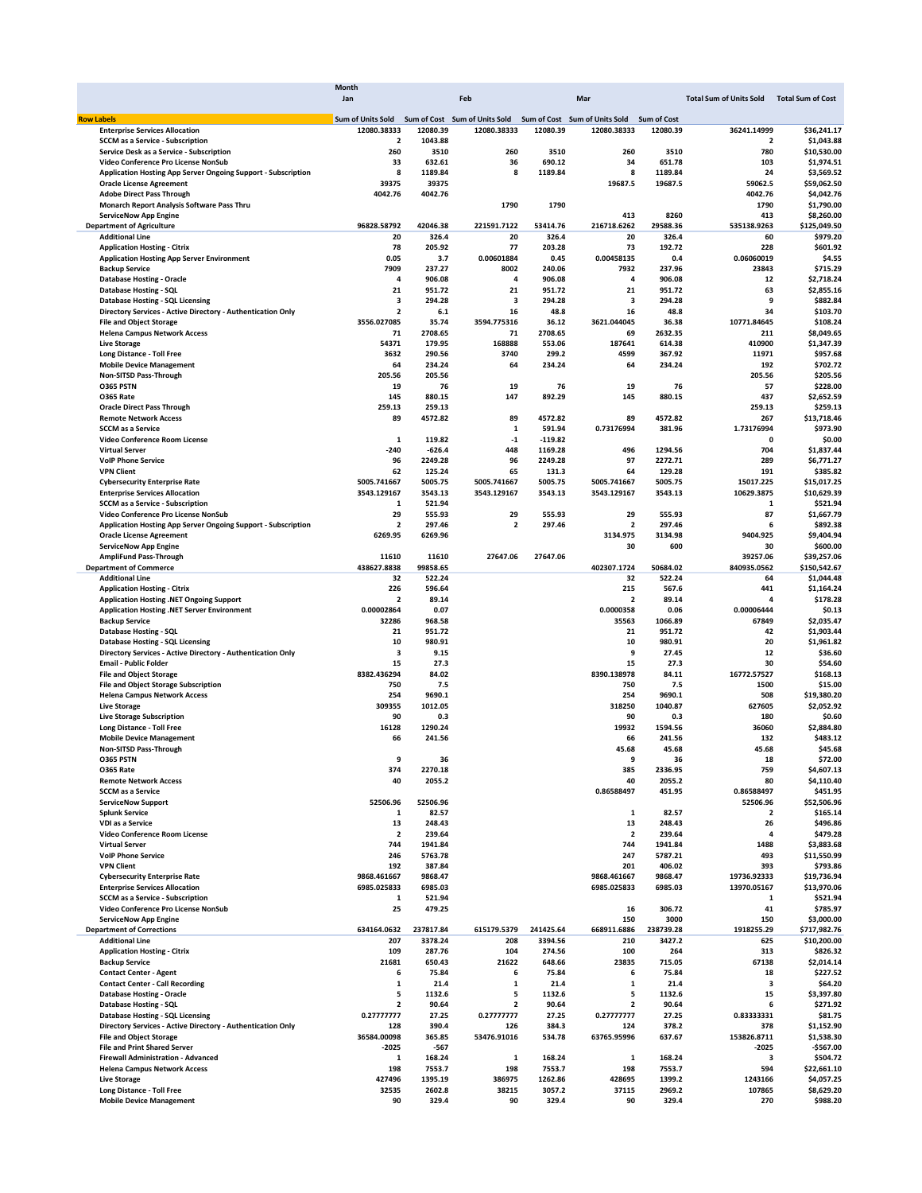| | Month | | | | | | | |
|---|---|---|---|---|---|---|---|---|
| | Jan | | Feb | | Mar | | Total Sum of Units Sold | Total Sum of Cost |
| **Row Labels** | Sum of Units Sold | Sum of Cost | Sum of Units Sold | Sum of Cost | Sum of Units Sold | Sum of Cost | | |
| Enterprise Services Allocation | 12080.38333 | 12080.39 | 12080.38333 | 12080.39 | 12080.38333 | 12080.39 | 36241.14999 | $36,241.17 |
| SCCM as a Service - Subscription | 2 | 1043.88 | | | | | 2 | $1,043.88 |
| Service Desk as a Service - Subscription | 260 | 3510 | 260 | 3510 | 260 | 3510 | 780 | $10,530.00 |
| Video Conference Pro License NonSub | 33 | 632.61 | 36 | 690.12 | 34 | 651.78 | 103 | $1,974.51 |
| Application Hosting App Server Ongoing Support - Subscription | 8 | 1189.84 | 8 | 1189.84 | 8 | 1189.84 | 24 | $3,569.52 |
| Oracle License Agreement | 39375 | 39375 | | | 19687.5 | 19687.5 | 59062.5 | $59,062.50 |
| Adobe Direct Pass Through | 4042.76 | 4042.76 | | | | | 4042.76 | $4,042.76 |
| Monarch Report Analysis Software Pass Thru | | | 1790 | 1790 | | | 1790 | $1,790.00 |
| ServiceNow App Engine | | | | | 413 | 8260 | 413 | $8,260.00 |
| **Department of Agriculture** | 96828.58792 | 42046.38 | 221591.7122 | 53414.76 | 216718.6262 | 29588.36 | 535138.9263 | $125,049.50 |
| Additional Line | 20 | 326.4 | 20 | 326.4 | 20 | 326.4 | 60 | $979.20 |
| Application Hosting - Citrix | 78 | 205.92 | 77 | 203.28 | 73 | 192.72 | 228 | $601.92 |
| Application Hosting App Server Environment | 0.05 | 3.7 | 0.00601884 | 0.45 | 0.00458135 | 0.4 | 0.06060019 | $4.55 |
| Backup Service | 7909 | 237.27 | 8002 | 240.06 | 7932 | 237.96 | 23843 | $715.29 |
| Database Hosting - Oracle | 4 | 906.08 | 4 | 906.08 | 4 | 906.08 | 12 | $2,718.24 |
| Database Hosting - SQL | 21 | 951.72 | 21 | 951.72 | 21 | 951.72 | 63 | $2,855.16 |
| Database Hosting - SQL Licensing | 3 | 294.28 | 3 | 294.28 | 3 | 294.28 | 9 | $882.84 |
| Directory Services - Active Directory - Authentication Only | 2 | 6.1 | 16 | 48.8 | 16 | 48.8 | 34 | $103.70 |
| File and Object Storage | 3556.027085 | 35.74 | 3594.775316 | 36.12 | 3621.044045 | 36.38 | 10771.84645 | $108.24 |
| Helena Campus Network Access | 71 | 2708.65 | 71 | 2708.65 | 69 | 2632.35 | 211 | $8,049.65 |
| Live Storage | 54371 | 179.95 | 168888 | 553.06 | 187641 | 614.38 | 410900 | $1,347.39 |
| Long Distance - Toll Free | 3632 | 290.56 | 3740 | 299.2 | 4599 | 367.92 | 11971 | $957.68 |
| Mobile Device Management | 64 | 234.24 | 64 | 234.24 | 64 | 234.24 | 192 | $702.72 |
| Non-SITSD Pass-Through | 205.56 | 205.56 | | | | | 205.56 | $205.56 |
| O365 PSTN | 19 | 76 | 19 | 76 | 19 | 76 | 57 | $228.00 |
| O365 Rate | 145 | 880.15 | 147 | 892.29 | 145 | 880.15 | 437 | $2,652.59 |
| Oracle Direct Pass Through | 259.13 | 259.13 | | | | | 259.13 | $259.13 |
| Remote Network Access | 89 | 4572.82 | 89 | 4572.82 | 89 | 4572.82 | 267 | $13,718.46 |
| SCCM as a Service | | | 1 | 591.94 | 0.73176994 | 381.96 | 1.73176994 | $973.90 |
| Video Conference Room License | 1 | 119.82 | -1 | -119.82 | | | 0 | $0.00 |
| Virtual Server | -240 | -626.4 | 448 | 1169.28 | 496 | 1294.56 | 704 | $1,837.44 |
| VoIP Phone Service | 96 | 2249.28 | 96 | 2249.28 | 97 | 2272.71 | 289 | $6,771.27 |
| VPN Client | 62 | 125.24 | 65 | 131.3 | 64 | 129.28 | 191 | $385.82 |
| Cybersecurity Enterprise Rate | 5005.741667 | 5005.75 | 5005.741667 | 5005.75 | 5005.741667 | 5005.75 | 15017.225 | $15,017.25 |
| Enterprise Services Allocation | 3543.129167 | 3543.13 | 3543.129167 | 3543.13 | 3543.129167 | 3543.13 | 10629.3875 | $10,629.39 |
| SCCM as a Service - Subscription | 1 | 521.94 | | | | | 1 | $521.94 |
| Video Conference Pro License NonSub | 29 | 555.93 | 29 | 555.93 | 29 | 555.93 | 87 | $1,667.79 |
| Application Hosting App Server Ongoing Support - Subscription | 2 | 297.46 | 2 | 297.46 | 2 | 297.46 | 6 | $892.38 |
| Oracle License Agreement | 6269.95 | 6269.95 | | | 3134.975 | 3134.98 | 9404.925 | $9,404.93 |
| ServiceNow App Engine | | | | | 30 | 600 | 30 | $600.00 |
| AmpliFund Pass-Through | 11610 | 11610 | 27647.06 | 27647.06 | | | 39257.06 | $39,257.06 |
| **Department of Commerce** | 438627.8838 | 99858.65 | | | 402307.1724 | 50684.02 | 840935.0562 | $150,542.67 |
| Additional Line | 32 | 522.24 | | | 32 | 522.24 | 64 | $1,044.48 |
| Application Hosting - Citrix | 226 | 596.64 | | | 215 | 567.6 | 441 | $1,164.24 |
| Application Hosting .NET Ongoing Support | 2 | 89.14 | | | 2 | 89.14 | 4 | $178.28 |
| Application Hosting .NET Server Environment | 0.00002864 | 0.07 | | | 0.0000358 | 0.06 | 0.00006444 | $0.13 |
| Backup Service | 32286 | 968.58 | | | 35563 | 1066.89 | 67849 | $2,035.47 |
| Database Hosting - SQL | 21 | 951.72 | | | 21 | 951.72 | 42 | $1,903.44 |
| Database Hosting - SQL Licensing | 10 | 980.91 | | | 10 | 980.91 | 20 | $1,961.82 |
| Directory Services - Active Directory - Authentication Only | 3 | 9.15 | | | 9 | 27.45 | 12 | $36.60 |
| Email - Public Folder | 15 | 27.3 | | | 15 | 27.3 | 30 | $54.60 |
| File and Object Storage | 8382.436294 | 84.02 | | | 8390.138978 | 84.11 | 16772.57527 | $168.13 |
| File and Object Storage Subscription | 750 | 7.5 | | | 750 | 7.5 | 1500 | $15.00 |
| Helena Campus Network Access | 254 | 9690.1 | | | 254 | 9690.1 | 508 | $19,380.20 |
| Live Storage | 309355 | 1012.05 | | | 318250 | 1040.87 | 627605 | $2,052.92 |
| Live Storage Subscription | 90 | 0.3 | | | 90 | 0.3 | 180 | $0.60 |
| Long Distance - Toll Free | 16128 | 1290.24 | | | 19932 | 1594.56 | 36060 | $2,884.80 |
| Mobile Device Management | 66 | 241.56 | | | 66 | 241.56 | 132 | $483.12 |
| Non-SITSD Pass-Through | | | | | 45.68 | 45.68 | 45.68 | $45.68 |
| O365 PSTN | 9 | 36 | | | 9 | 36 | 18 | $72.00 |
| O365 Rate | 374 | 2270.18 | | | 385 | 2336.95 | 759 | $4,607.13 |
| Remote Network Access | 40 | 2055.2 | | | 40 | 2055.2 | 80 | $4,110.40 |
| SCCM as a Service | | | | | 0.86588497 | 451.95 | 0.86588497 | $451.95 |
| ServiceNow Support | 52506.96 | 52506.96 | | | | | 52506.96 | $52,506.96 |
| Splunk Service | 1 | 82.57 | | | 1 | 82.57 | 2 | $165.14 |
| VDI as a Service | 13 | 248.43 | | | 13 | 248.43 | 26 | $496.86 |
| Video Conference Room License | 2 | 239.64 | | | 2 | 239.64 | 4 | $479.28 |
| Virtual Server | 744 | 1941.84 | | | 744 | 1941.84 | 1488 | $3,883.68 |
| VoIP Phone Service | 246 | 5763.78 | | | 247 | 5787.21 | 493 | $11,550.99 |
| VPN Client | 192 | 387.84 | | | 201 | 406.02 | 393 | $793.86 |
| Cybersecurity Enterprise Rate | 9868.461667 | 9868.47 | | | 9868.461667 | 9868.47 | 19736.92333 | $19,736.94 |
| Enterprise Services Allocation | 6985.025833 | 6985.03 | | | 6985.025833 | 6985.03 | 13970.05167 | $13,970.06 |
| SCCM as a Service - Subscription | 1 | 521.94 | | | | | 1 | $521.94 |
| Video Conference Pro License NonSub | 25 | 479.25 | | | 16 | 306.72 | 41 | $785.97 |
| ServiceNow App Engine | | | | | 150 | 3000 | 150 | $3,000.00 |
| **Department of Corrections** | 634164.0632 | 237817.84 | 615179.5379 | 241425.64 | 668911.6886 | 238739.28 | 1918255.29 | $717,982.76 |
| Additional Line | 207 | 3378.24 | 208 | 3394.56 | 210 | 3427.2 | 625 | $10,200.00 |
| Application Hosting - Citrix | 109 | 287.76 | 104 | 274.56 | 100 | 264 | 313 | $826.32 |
| Backup Service | 21681 | 650.43 | 21622 | 648.66 | 23835 | 715.05 | 67138 | $2,014.14 |
| Contact Center - Agent | 6 | 75.84 | 6 | 75.84 | 6 | 75.84 | 18 | $227.52 |
| Contact Center - Call Recording | 1 | 21.4 | 1 | 21.4 | 1 | 21.4 | 3 | $64.20 |
| Database Hosting - Oracle | 5 | 1132.6 | 5 | 1132.6 | 5 | 1132.6 | 15 | $3,397.80 |
| Database Hosting - SQL | 2 | 90.64 | 2 | 90.64 | 2 | 90.64 | 6 | $271.92 |
| Database Hosting - SQL Licensing | 0.27777777 | 27.25 | 0.27777777 | 27.25 | 0.27777777 | 27.25 | 0.83333331 | $81.75 |
| Directory Services - Active Directory - Authentication Only | 128 | 390.4 | 126 | 384.3 | 124 | 378.2 | 378 | $1,152.90 |
| File and Object Storage | 36584.00098 | 365.85 | 53476.91016 | 534.78 | 63765.95996 | 637.67 | 153826.8711 | $1,538.30 |
| File and Print Shared Server | -2025 | -567 | | | | | -2025 | -$567.00 |
| Firewall Administration - Advanced | 1 | 168.24 | 1 | 168.24 | 1 | 168.24 | 3 | $504.72 |
| Helena Campus Network Access | 198 | 7553.7 | 198 | 7553.7 | 198 | 7553.7 | 594 | $22,661.10 |
| Live Storage | 427496 | 1395.19 | 386975 | 1262.86 | 428695 | 1399.2 | 1243166 | $4,057.25 |
| Long Distance - Toll Free | 32535 | 2602.8 | 38215 | 3057.2 | 37115 | 2969.2 | 107865 | $8,629.20 |
| Mobile Device Management | 90 | 329.4 | 90 | 329.4 | 90 | 329.4 | 270 | $988.20 |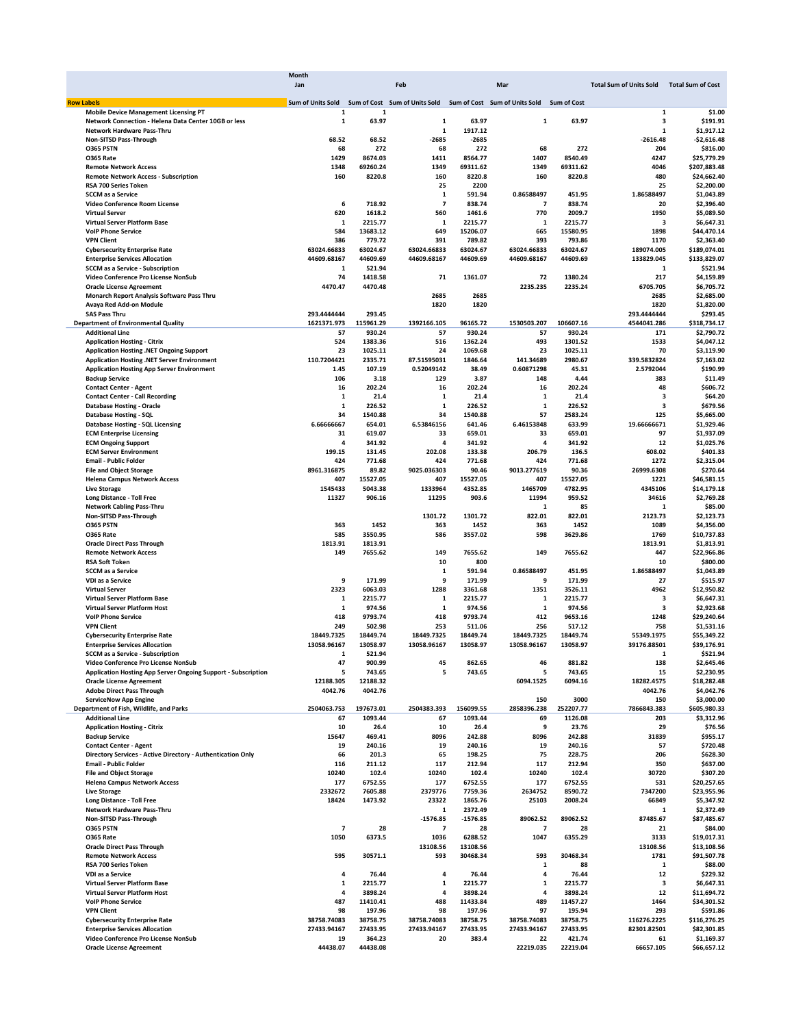| Row Labels | Month Jan Sum of Units Sold | Jan Sum of Cost | Feb Sum of Units Sold | Feb Sum of Cost | Mar Sum of Units Sold | Mar Sum of Cost | Total Sum of Units Sold | Total Sum of Cost |
|---|---|---|---|---|---|---|---|---|
| Mobile Device Management Licensing PT | 1 | 1 | | | | | 1 | $1.00 |
| Network Connection - Helena Data Center 10GB or less | 1 | 63.97 | 1 | 63.97 | 1 | 63.97 | 3 | $191.91 |
| Network Hardware Pass-Thru | | | 1 | 1917.12 | | | 1 | $1,917.12 |
| Non-SITSD Pass-Through | 68.52 | 68.52 | -2685 | -2685 | | | -2616.48 | -$2,616.48 |
| O365 PSTN | 68 | 272 | 68 | 272 | 68 | 272 | 204 | $816.00 |
| O365 Rate | 1429 | 8674.03 | 1411 | 8564.77 | 1407 | 8540.49 | 4247 | $25,779.29 |
| Remote Network Access | 1348 | 69260.24 | 1349 | 69311.62 | 1349 | 69311.62 | 4046 | $207,883.48 |
| Remote Network Access - Subscription | 160 | 8220.8 | 160 | 8220.8 | 160 | 8220.8 | 480 | $24,662.40 |
| RSA 700 Series Token | | | 25 | 2200 | | | 25 | $2,200.00 |
| SCCM as a Service | | | 1 | 591.94 | 0.86588497 | 451.95 | 1.86588497 | $1,043.89 |
| Video Conference Room License | 6 | 718.92 | 7 | 838.74 | 7 | 838.74 | 20 | $2,396.40 |
| Virtual Server | 620 | 1618.2 | 560 | 1461.6 | 770 | 2009.7 | 1950 | $5,089.50 |
| Virtual Server Platform Base | 1 | 2215.77 | 1 | 2215.77 | 1 | 2215.77 | 3 | $6,647.31 |
| VoIP Phone Service | 584 | 13683.12 | 649 | 15206.07 | 665 | 15580.95 | 1898 | $44,470.14 |
| VPN Client | 386 | 779.72 | 391 | 789.82 | 393 | 793.86 | 1170 | $2,363.40 |
| Cybersecurity Enterprise Rate | 63024.66833 | 63024.67 | 63024.66833 | 63024.67 | 63024.66833 | 63024.67 | 189074.005 | $189,074.01 |
| Enterprise Services Allocation | 44609.68167 | 44609.69 | 44609.68167 | 44609.69 | 44609.68167 | 44609.69 | 133829.045 | $133,829.07 |
| SCCM as a Service - Subscription | 1 | 521.94 | | | | | 1 | $521.94 |
| Video Conference Pro License NonSub | 74 | 1418.58 | 71 | 1361.07 | 72 | 1380.24 | 217 | $4,159.89 |
| Oracle License Agreement | 4470.47 | 4470.48 | | | 2235.235 | 2235.24 | 6705.705 | $6,705.72 |
| Monarch Report Analysis Software Pass Thru | | | 2685 | 2685 | | | 2685 | $2,685.00 |
| Avaya Red Add-on Module | | | 1820 | 1820 | | | 1820 | $1,820.00 |
| SAS Pass Thru | 293.4444444 | 293.45 | | | | | 293.4444444 | $293.45 |
| **Department of Environmental Quality** | **1621371.973** | **115961.29** | **1392166.105** | **96165.72** | **1530503.207** | **106607.16** | **4544041.286** | **$318,734.17** |
| Additional Line | 57 | 930.24 | 57 | 930.24 | 57 | 930.24 | 171 | $2,790.72 |
| Application Hosting - Citrix | 524 | 1383.36 | 516 | 1362.24 | 493 | 1301.52 | 1533 | $4,047.12 |
| Application Hosting .NET Ongoing Support | 23 | 1025.11 | 24 | 1069.68 | 23 | 1025.11 | 70 | $3,119.90 |
| Application Hosting .NET Server Environment | 110.7204421 | 2335.71 | 87.51595031 | 1846.64 | 141.34689 | 2980.67 | 339.5832824 | $7,163.02 |
| Application Hosting App Server Environment | 1.45 | 107.19 | 0.52049142 | 38.49 | 0.60871298 | 45.31 | 2.5792044 | $190.99 |
| Backup Service | 106 | 3.18 | 129 | 3.87 | 148 | 4.44 | 383 | $11.49 |
| Contact Center - Agent | 16 | 202.24 | 16 | 202.24 | 16 | 202.24 | 48 | $606.72 |
| Contact Center - Call Recording | 1 | 21.4 | 1 | 21.4 | 1 | 21.4 | 3 | $64.20 |
| Database Hosting - Oracle | 1 | 226.52 | 1 | 226.52 | 1 | 226.52 | 3 | $679.56 |
| Database Hosting - SQL | 34 | 1540.88 | 34 | 1540.88 | 57 | 2583.24 | 125 | $5,665.00 |
| Database Hosting - SQL Licensing | 6.66666667 | 654.01 | 6.53846156 | 641.46 | 6.46153848 | 633.99 | 19.66666671 | $1,929.46 |
| ECM Enterprise Licensing | 31 | 619.07 | 33 | 659.01 | 33 | 659.01 | 97 | $1,937.09 |
| ECM Ongoing Support | 4 | 341.92 | 4 | 341.92 | 4 | 341.92 | 12 | $1,025.76 |
| ECM Server Environment | 199.15 | 131.45 | 202.08 | 133.38 | 206.79 | 136.5 | 608.02 | $401.33 |
| Email - Public Folder | 424 | 771.68 | 424 | 771.68 | 424 | 771.68 | 1272 | $2,315.04 |
| File and Object Storage | 8961.316875 | 89.82 | 9025.036303 | 90.46 | 9013.277619 | 90.36 | 26999.6308 | $270.64 |
| Helena Campus Network Access | 407 | 15527.05 | 407 | 15527.05 | 407 | 15527.05 | 1221 | $46,581.15 |
| Live Storage | 1545433 | 5043.38 | 1333964 | 4352.85 | 1465709 | 4782.95 | 4345106 | $14,179.18 |
| Long Distance - Toll Free | 11327 | 906.16 | 11295 | 903.6 | 11994 | 959.52 | 34616 | $2,769.28 |
| Network Cabling Pass-Thru | | | | | 1 | 85 | 1 | $85.00 |
| Non-SITSD Pass-Through | | | 1301.72 | 1301.72 | 822.01 | 822.01 | 2123.73 | $2,123.73 |
| O365 PSTN | 363 | 1452 | 363 | 1452 | 363 | 1452 | 1089 | $4,356.00 |
| O365 Rate | 585 | 3550.95 | 586 | 3557.02 | 598 | 3629.86 | 1769 | $10,737.83 |
| Oracle Direct Pass Through | 1813.91 | 1813.91 | | | | | 1813.91 | $1,813.91 |
| Remote Network Access | 149 | 7655.62 | 149 | 7655.62 | 149 | 7655.62 | 447 | $22,966.86 |
| RSA Soft Token | | | 10 | 800 | | | 10 | $800.00 |
| SCCM as a Service | | | 1 | 591.94 | 0.86588497 | 451.95 | 1.86588497 | $1,043.89 |
| VDI as a Service | 9 | 171.99 | 9 | 171.99 | 9 | 171.99 | 27 | $515.97 |
| Virtual Server | 2323 | 6063.03 | 1288 | 3361.68 | 1351 | 3526.11 | 4962 | $12,950.82 |
| Virtual Server Platform Base | 1 | 2215.77 | 1 | 2215.77 | 1 | 2215.77 | 3 | $6,647.31 |
| Virtual Server Platform Host | 1 | 974.56 | 1 | 974.56 | 1 | 974.56 | 3 | $2,923.68 |
| VoIP Phone Service | 418 | 9793.74 | 418 | 9793.74 | 412 | 9653.16 | 1248 | $29,240.64 |
| VPN Client | 249 | 502.98 | 253 | 511.06 | 256 | 517.12 | 758 | $1,531.16 |
| Cybersecurity Enterprise Rate | 18449.7325 | 18449.74 | 18449.7325 | 18449.74 | 18449.7325 | 18449.74 | 55349.1975 | $55,349.22 |
| Enterprise Services Allocation | 13058.96167 | 13058.97 | 13058.96167 | 13058.97 | 13058.96167 | 13058.97 | 39176.88501 | $39,176.91 |
| SCCM as a Service - Subscription | 1 | 521.94 | | | | | 1 | $521.94 |
| Video Conference Pro License NonSub | 47 | 900.99 | 45 | 862.65 | 46 | 881.82 | 138 | $2,645.46 |
| Application Hosting App Server Ongoing Support - Subscription | 5 | 743.65 | 5 | 743.65 | 5 | 743.65 | 15 | $2,230.95 |
| Oracle License Agreement | 12188.305 | 12188.32 | | | 6094.1525 | 6094.16 | 18282.4575 | $18,282.48 |
| Adobe Direct Pass Through | 4042.76 | 4042.76 | | | | | 4042.76 | $4,042.76 |
| ServiceNow App Engine | | | | | 150 | 3000 | 150 | $3,000.00 |
| **Department of Fish, Wildlife, and Parks** | **2504063.753** | **197673.01** | **2504383.393** | **156099.55** | **2858396.238** | **252207.77** | **7866843.383** | **$605,980.33** |
| Additional Line | 67 | 1093.44 | 67 | 1093.44 | 69 | 1126.08 | 203 | $3,312.96 |
| Application Hosting - Citrix | 10 | 26.4 | 10 | 26.4 | 9 | 23.76 | 29 | $76.56 |
| Backup Service | 15647 | 469.41 | 8096 | 242.88 | 8096 | 242.88 | 31839 | $955.17 |
| Contact Center - Agent | 19 | 240.16 | 19 | 240.16 | 19 | 240.16 | 57 | $720.48 |
| Directory Services - Active Directory - Authentication Only | 66 | 201.3 | 65 | 198.25 | 75 | 228.75 | 206 | $628.30 |
| Email - Public Folder | 116 | 211.12 | 117 | 212.94 | 117 | 212.94 | 350 | $637.00 |
| File and Object Storage | 10240 | 102.4 | 10240 | 102.4 | 10240 | 102.4 | 30720 | $307.20 |
| Helena Campus Network Access | 177 | 6752.55 | 177 | 6752.55 | 177 | 6752.55 | 531 | $20,257.65 |
| Live Storage | 2332672 | 7605.88 | 2379776 | 7759.36 | 2634752 | 8590.72 | 7347200 | $23,955.96 |
| Long Distance - Toll Free | 18424 | 1473.92 | 23322 | 1865.76 | 25103 | 2008.24 | 66849 | $5,347.92 |
| Network Hardware Pass-Thru | | | 1 | 2372.49 | | | 1 | $2,372.49 |
| Non-SITSD Pass-Through | | | -1576.85 | -1576.85 | 89062.52 | 89062.52 | 87485.67 | $87,485.67 |
| O365 PSTN | 7 | 28 | 7 | 28 | 7 | 28 | 21 | $84.00 |
| O365 Rate | 1050 | 6373.5 | 1036 | 6288.52 | 1047 | 6355.29 | 3133 | $19,017.31 |
| Oracle Direct Pass Through | | | 13108.56 | 13108.56 | | | 13108.56 | $13,108.56 |
| Remote Network Access | 595 | 30571.1 | 593 | 30468.34 | 593 | 30468.34 | 1781 | $91,507.78 |
| RSA 700 Series Token | | | | | 1 | 88 | 1 | $88.00 |
| VDI as a Service | 4 | 76.44 | 4 | 76.44 | 4 | 76.44 | 12 | $229.32 |
| Virtual Server Platform Base | 1 | 2215.77 | 1 | 2215.77 | 1 | 2215.77 | 3 | $6,647.31 |
| Virtual Server Platform Host | 4 | 3898.24 | 4 | 3898.24 | 4 | 3898.24 | 12 | $11,694.72 |
| VoIP Phone Service | 487 | 11410.41 | 488 | 11433.84 | 489 | 11457.27 | 1464 | $34,301.52 |
| VPN Client | 98 | 197.96 | 98 | 197.96 | 97 | 195.94 | 293 | $591.86 |
| Cybersecurity Enterprise Rate | 38758.74083 | 38758.75 | 38758.74083 | 38758.75 | 38758.74083 | 38758.75 | 116276.2225 | $116,276.25 |
| Enterprise Services Allocation | 27433.94167 | 27433.95 | 27433.94167 | 27433.95 | 27433.94167 | 27433.95 | 82301.82501 | $82,301.85 |
| Video Conference Pro License NonSub | 19 | 364.23 | 20 | 383.4 | 22 | 421.74 | 61 | $1,169.37 |
| Oracle License Agreement | 44438.07 | 44438.08 | | | 22219.035 | 22219.04 | 66657.105 | $66,657.12 |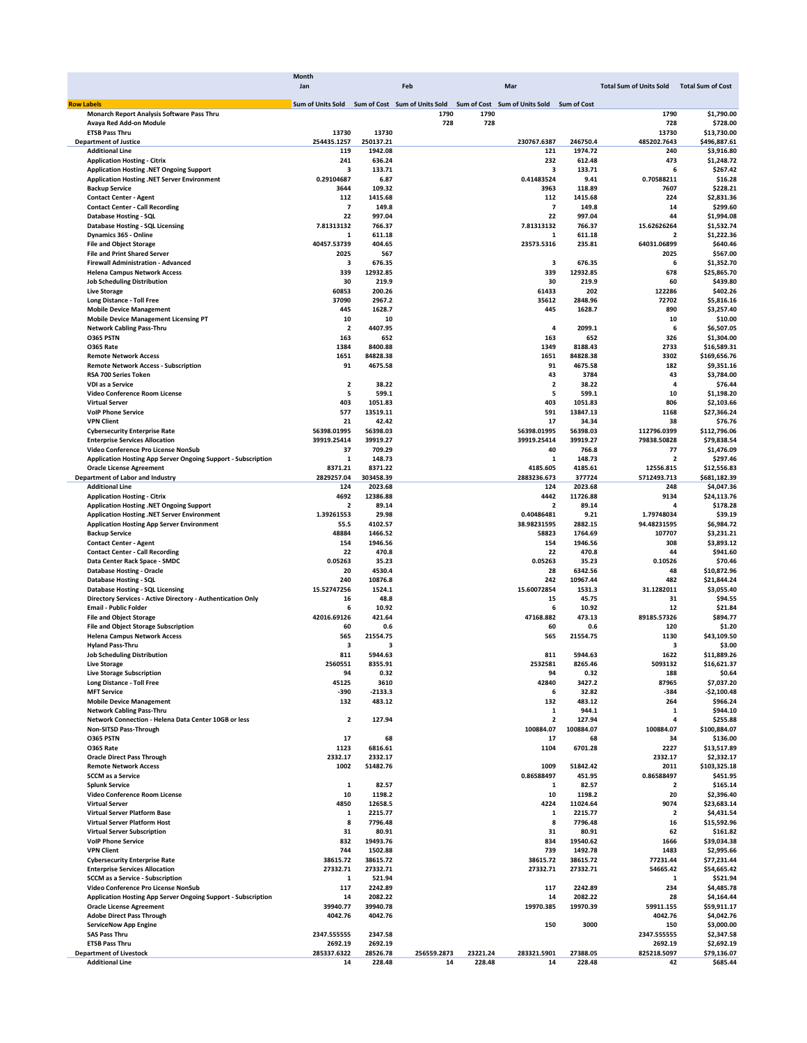| | Month | | | | | | | |
|---|---|---|---|---|---|---|---|---|
| | Jan | | Feb | | Mar | | Total Sum of Units Sold | Total Sum of Cost |
| **Row Labels** | Sum of Units Sold | Sum of Cost | Sum of Units Sold | Sum of Cost | Sum of Units Sold | Sum of Cost | | |
| Monarch Report Analysis Software Pass Thru | | | 1790 | 1790 | | | 1790 | $1,790.00 |
| Avaya Red Add-on Module | | | 728 | 728 | | | 728 | $728.00 |
| ETSB Pass Thru | 13730 | 13730 | | | | | 13730 | $13,730.00 |
| **Department of Justice** | 254435.1257 | 250137.21 | | | 230767.6387 | 246750.4 | 485202.7643 | $496,887.61 |
| Additional Line | 119 | 1942.08 | | | 121 | 1974.72 | 240 | $3,916.80 |
| Application Hosting - Citrix | 241 | 636.24 | | | 232 | 612.48 | 473 | $1,248.72 |
| Application Hosting .NET Ongoing Support | 3 | 133.71 | | | 3 | 133.71 | 6 | $267.42 |
| Application Hosting .NET Server Environment | 0.29104687 | 6.87 | | | 0.41483524 | 9.41 | 0.70588211 | $16.28 |
| Backup Service | 3644 | 109.32 | | | 3963 | 118.89 | 7607 | $228.21 |
| Contact Center - Agent | 112 | 1415.68 | | | 112 | 1415.68 | 224 | $2,831.36 |
| Contact Center - Call Recording | 7 | 149.8 | | | 7 | 149.8 | 14 | $299.60 |
| Database Hosting - SQL | 22 | 997.04 | | | 22 | 997.04 | 44 | $1,994.08 |
| Database Hosting - SQL Licensing | 7.81313132 | 766.37 | | | 7.81313132 | 766.37 | 15.62626264 | $1,532.74 |
| Dynamics 365 - Online | 1 | 611.18 | | | 1 | 611.18 | 2 | $1,222.36 |
| File and Object Storage | 40457.53739 | 404.65 | | | 23573.5316 | 235.81 | 64031.06899 | $640.46 |
| File and Print Shared Server | 2025 | 567 | | | | | 2025 | $567.00 |
| Firewall Administration - Advanced | 3 | 676.35 | | | 3 | 676.35 | 6 | $1,352.70 |
| Helena Campus Network Access | 339 | 12932.85 | | | 339 | 12932.85 | 678 | $25,865.70 |
| Job Scheduling Distribution | 30 | 219.9 | | | 30 | 219.9 | 60 | $439.80 |
| Live Storage | 60853 | 200.26 | | | 61433 | 202 | 122286 | $402.26 |
| Long Distance - Toll Free | 37090 | 2967.2 | | | 35612 | 2848.96 | 72702 | $5,816.16 |
| Mobile Device Management | 445 | 1628.7 | | | 445 | 1628.7 | 890 | $3,257.40 |
| Mobile Device Management Licensing PT | 10 | 10 | | | | | 10 | $10.00 |
| Network Cabling Pass-Thru | 2 | 4407.95 | | | 4 | 2099.1 | 6 | $6,507.05 |
| O365 PSTN | 163 | 652 | | | 163 | 652 | 326 | $1,304.00 |
| O365 Rate | 1384 | 8400.88 | | | 1349 | 8188.43 | 2733 | $16,589.31 |
| Remote Network Access | 1651 | 84828.38 | | | 1651 | 84828.38 | 3302 | $169,656.76 |
| Remote Network Access - Subscription | 91 | 4675.58 | | | 91 | 4675.58 | 182 | $9,351.16 |
| RSA 700 Series Token | | | | | 43 | 3784 | 43 | $3,784.00 |
| VDI as a Service | 2 | 38.22 | | | 2 | 38.22 | 4 | $76.44 |
| Video Conference Room License | 5 | 599.1 | | | 5 | 599.1 | 10 | $1,198.20 |
| Virtual Server | 403 | 1051.83 | | | 403 | 1051.83 | 806 | $2,103.66 |
| VoIP Phone Service | 577 | 13519.11 | | | 591 | 13847.13 | 1168 | $27,366.24 |
| VPN Client | 21 | 42.42 | | | 17 | 34.34 | 38 | $76.76 |
| Cybersecurity Enterprise Rate | 56398.01995 | 56398.03 | | | 56398.01995 | 56398.03 | 112796.0399 | $112,796.06 |
| Enterprise Services Allocation | 39919.25414 | 39919.27 | | | 39919.25414 | 39919.27 | 79838.50828 | $79,838.54 |
| Video Conference Pro License NonSub | 37 | 709.29 | | | 40 | 766.8 | 77 | $1,476.09 |
| Application Hosting App Server Ongoing Support - Subscription | 1 | 148.73 | | | 1 | 148.73 | 2 | $297.46 |
| Oracle License Agreement | 8371.21 | 8371.22 | | | 4185.605 | 4185.61 | 12556.815 | $12,556.83 |
| **Department of Labor and Industry** | 2829257.04 | 303458.39 | | | 2883236.673 | 377724 | 5712493.713 | $681,182.39 |
| Additional Line | 124 | 2023.68 | | | 124 | 2023.68 | 248 | $4,047.36 |
| Application Hosting - Citrix | 4692 | 12386.88 | | | 4442 | 11726.88 | 9134 | $24,113.76 |
| Application Hosting .NET Ongoing Support | 2 | 89.14 | | | 2 | 89.14 | 4 | $178.28 |
| Application Hosting .NET Server Environment | 1.39261553 | 29.98 | | | 0.40486481 | 9.21 | 1.79748034 | $39.19 |
| Application Hosting App Server Environment | 55.5 | 4102.57 | | | 38.98231595 | 2882.15 | 94.48231595 | $6,984.72 |
| Backup Service | 48884 | 1466.52 | | | 58823 | 1764.69 | 107707 | $3,231.21 |
| Contact Center - Agent | 154 | 1946.56 | | | 154 | 1946.56 | 308 | $3,893.12 |
| Contact Center - Call Recording | 22 | 470.8 | | | 22 | 470.8 | 44 | $941.60 |
| Data Center Rack Space - SMDC | 0.05263 | 35.23 | | | 0.05263 | 35.23 | 0.10526 | $70.46 |
| Database Hosting - Oracle | 20 | 4530.4 | | | 28 | 6342.56 | 48 | $10,872.96 |
| Database Hosting - SQL | 240 | 10876.8 | | | 242 | 10967.44 | 482 | $21,844.24 |
| Database Hosting - SQL Licensing | 15.52747256 | 1524.1 | | | 15.60072854 | 1531.3 | 31.1282011 | $3,055.40 |
| Directory Services - Active Directory - Authentication Only | 16 | 48.8 | | | 15 | 45.75 | 31 | $94.55 |
| Email - Public Folder | 6 | 10.92 | | | 6 | 10.92 | 12 | $21.84 |
| File and Object Storage | 42016.69126 | 421.64 | | | 47168.882 | 473.13 | 89185.57326 | $894.77 |
| File and Object Storage Subscription | 60 | 0.6 | | | 60 | 0.6 | 120 | $1.20 |
| Helena Campus Network Access | 565 | 21554.75 | | | 565 | 21554.75 | 1130 | $43,109.50 |
| Hyland Pass-Thru | 3 | 3 | | | | | 3 | $3.00 |
| Job Scheduling Distribution | 811 | 5944.63 | | | 811 | 5944.63 | 1622 | $11,889.26 |
| Live Storage | 2560551 | 8355.91 | | | 2532581 | 8265.46 | 5093132 | $16,621.37 |
| Live Storage Subscription | 94 | 0.32 | | | 94 | 0.32 | 188 | $0.64 |
| Long Distance - Toll Free | 45125 | 3610 | | | 42840 | 3427.2 | 87965 | $7,037.20 |
| MFT Service | -390 | -2133.3 | | | 6 | 32.82 | -384 | -$2,100.48 |
| Mobile Device Management | 132 | 483.12 | | | 132 | 483.12 | 264 | $966.24 |
| Network Cabling Pass-Thru | | | | | 1 | 944.1 | 1 | $944.10 |
| Network Connection - Helena Data Center 10GB or less | 2 | 127.94 | | | 2 | 127.94 | 4 | $255.88 |
| Non-SITSD Pass-Through | | | | | 100884.07 | 100884.07 | 100884.07 | $100,884.07 |
| O365 PSTN | 17 | 68 | | | 17 | 68 | 34 | $136.00 |
| O365 Rate | 1123 | 6816.61 | | | 1104 | 6701.28 | 2227 | $13,517.89 |
| Oracle Direct Pass Through | 2332.17 | 2332.17 | | | | | 2332.17 | $2,332.17 |
| Remote Network Access | 1002 | 51482.76 | | | 1009 | 51842.42 | 2011 | $103,325.18 |
| SCCM as a Service | | | | | 0.86588497 | 451.95 | 0.86588497 | $451.95 |
| Splunk Service | 1 | 82.57 | | | 1 | 82.57 | 2 | $165.14 |
| Video Conference Room License | 10 | 1198.2 | | | 10 | 1198.2 | 20 | $2,396.40 |
| Virtual Server | 4850 | 12658.5 | | | 4224 | 11024.64 | 9074 | $23,683.14 |
| Virtual Server Platform Base | 1 | 2215.77 | | | 1 | 2215.77 | 2 | $4,431.54 |
| Virtual Server Platform Host | 8 | 7796.48 | | | 8 | 7796.48 | 16 | $15,592.96 |
| Virtual Server Subscription | 31 | 80.91 | | | 31 | 80.91 | 62 | $161.82 |
| VoIP Phone Service | 832 | 19493.76 | | | 834 | 19540.62 | 1666 | $39,034.38 |
| VPN Client | 744 | 1502.88 | | | 739 | 1492.78 | 1483 | $2,995.66 |
| Cybersecurity Enterprise Rate | 38615.72 | 38615.72 | | | 38615.72 | 38615.72 | 77231.44 | $77,231.44 |
| Enterprise Services Allocation | 27332.71 | 27332.71 | | | 27332.71 | 27332.71 | 54665.42 | $54,665.42 |
| SCCM as a Service - Subscription | 1 | 521.94 | | | | | 1 | $521.94 |
| Video Conference Pro License NonSub | 117 | 2242.89 | | | 117 | 2242.89 | 234 | $4,485.78 |
| Application Hosting App Server Ongoing Support - Subscription | 14 | 2082.22 | | | 14 | 2082.22 | 28 | $4,164.44 |
| Oracle License Agreement | 39940.77 | 39940.78 | | | 19970.385 | 19970.39 | 59911.155 | $59,911.17 |
| Adobe Direct Pass Through | 4042.76 | 4042.76 | | | | | 4042.76 | $4,042.76 |
| ServiceNow App Engine | | | | | 150 | 3000 | 150 | $3,000.00 |
| SAS Pass Thru | 2347.555555 | 2347.58 | | | | | 2347.555555 | $2,347.58 |
| ETSB Pass Thru | 2692.19 | 2692.19 | | | | | 2692.19 | $2,692.19 |
| **Department of Livestock** | 285337.6322 | 28526.78 | 256559.2873 | 23221.24 | 283321.5901 | 27388.05 | 825218.5097 | $79,136.07 |
| Additional Line | 14 | 228.48 | 14 | 228.48 | 14 | 228.48 | 42 | $685.44 |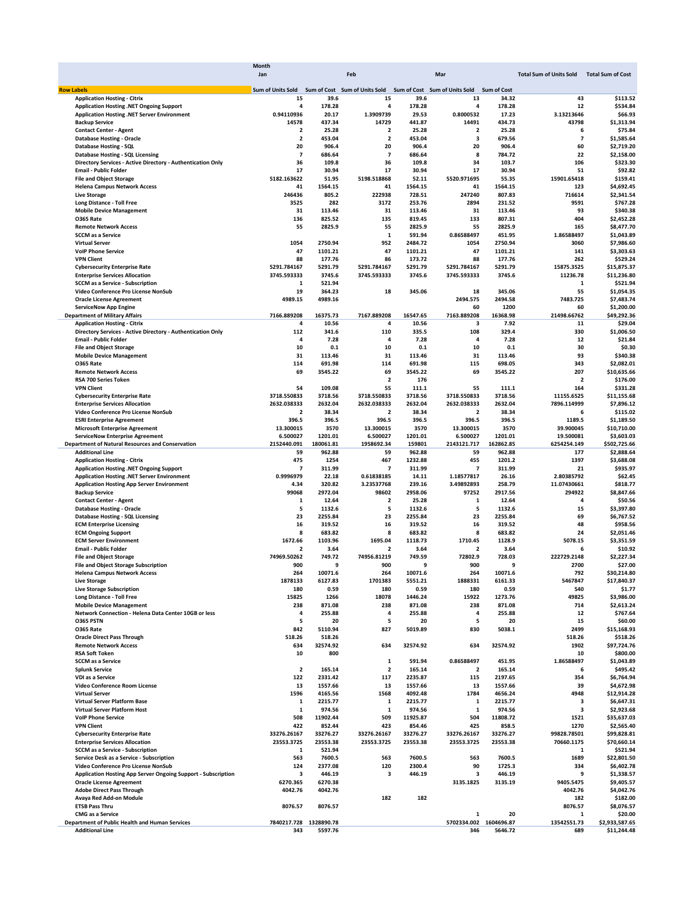| | Month | | | | | | | |
|---|---|---|---|---|---|---|---|---|
| | Jan | | Feb | | Mar | | Total Sum of Units Sold | Total Sum of Cost |
| **Row Labels** | Sum of Units Sold | Sum of Cost | Sum of Units Sold | Sum of Cost | Sum of Units Sold | Sum of Cost | | |
| Application Hosting - Citrix | 15 | 39.6 | 15 | 39.6 | 13 | 34.32 | 43 | $113.52 |
| Application Hosting .NET Ongoing Support | 4 | 178.28 | 4 | 178.28 | 4 | 178.28 | 12 | $534.84 |
| Application Hosting .NET Server Environment | 0.94110936 | 20.17 | 1.3909739 | 29.53 | 0.8000532 | 17.23 | 3.13213646 | $66.93 |
| Backup Service | 14578 | 437.34 | 14729 | 441.87 | 14491 | 434.73 | 43798 | $1,313.94 |
| Contact Center - Agent | 2 | 25.28 | 2 | 25.28 | 2 | 25.28 | 6 | $75.84 |
| Database Hosting - Oracle | 2 | 453.04 | 2 | 453.04 | 3 | 679.56 | 7 | $1,585.64 |
| Database Hosting - SQL | 20 | 906.4 | 20 | 906.4 | 20 | 906.4 | 60 | $2,719.20 |
| Database Hosting - SQL Licensing | 7 | 686.64 | 7 | 686.64 | 8 | 784.72 | 22 | $2,158.00 |
| Directory Services - Active Directory - Authentication Only | 36 | 109.8 | 36 | 109.8 | 34 | 103.7 | 106 | $323.30 |
| Email - Public Folder | 17 | 30.94 | 17 | 30.94 | 17 | 30.94 | 51 | $92.82 |
| File and Object Storage | 5182.163622 | 51.95 | 5198.518868 | 52.11 | 5520.971695 | 55.35 | 15901.65418 | $159.41 |
| Helena Campus Network Access | 41 | 1564.15 | 41 | 1564.15 | 41 | 1564.15 | 123 | $4,692.45 |
| Live Storage | 246436 | 805.2 | 222938 | 728.51 | 247240 | 807.83 | 716614 | $2,341.54 |
| Long Distance - Toll Free | 3525 | 282 | 3172 | 253.76 | 2894 | 231.52 | 9591 | $767.28 |
| Mobile Device Management | 31 | 113.46 | 31 | 113.46 | 31 | 113.46 | 93 | $340.38 |
| O365 Rate | 136 | 825.52 | 135 | 819.45 | 133 | 807.31 | 404 | $2,452.28 |
| Remote Network Access | 55 | 2825.9 | 55 | 2825.9 | 55 | 2825.9 | 165 | $8,477.70 |
| SCCM as a Service | | | 1 | 591.94 | 0.86588497 | 451.95 | 1.86588497 | $1,043.89 |
| Virtual Server | 1054 | 2750.94 | 952 | 2484.72 | 1054 | 2750.94 | 3060 | $7,986.60 |
| VoIP Phone Service | 47 | 1101.21 | 47 | 1101.21 | 47 | 1101.21 | 141 | $3,303.63 |
| VPN Client | 88 | 177.76 | 86 | 173.72 | 88 | 177.76 | 262 | $529.24 |
| Cybersecurity Enterprise Rate | 5291.784167 | 5291.79 | 5291.784167 | 5291.79 | 5291.784167 | 5291.79 | 15875.3525 | $15,875.37 |
| Enterprise Services Allocation | 3745.593333 | 3745.6 | 3745.593333 | 3745.6 | 3745.593333 | 3745.6 | 11236.78 | $11,236.80 |
| SCCM as a Service - Subscription | 1 | 521.94 | | | | | 1 | $521.94 |
| Video Conference Pro License NonSub | 19 | 364.23 | 18 | 345.06 | 18 | 345.06 | 55 | $1,054.35 |
| Oracle License Agreement | 4989.15 | 4989.16 | | | 2494.575 | 2494.58 | 7483.725 | $7,483.74 |
| ServiceNow App Engine | | | | | 60 | 1200 | 60 | $1,200.00 |
| **Department of Military Affairs** | 7166.889208 | 16375.73 | 7167.889208 | 16547.65 | 7163.889208 | 16368.98 | 21498.66762 | $49,292.36 |
| Application Hosting - Citrix | 4 | 10.56 | 4 | 10.56 | 3 | 7.92 | 11 | $29.04 |
| Directory Services - Active Directory - Authentication Only | 112 | 341.6 | 110 | 335.5 | 108 | 329.4 | 330 | $1,006.50 |
| Email - Public Folder | 4 | 7.28 | 4 | 7.28 | 4 | 7.28 | 12 | $21.84 |
| File and Object Storage | 10 | 0.1 | 10 | 0.1 | 10 | 0.1 | 30 | $0.30 |
| Mobile Device Management | 31 | 113.46 | 31 | 113.46 | 31 | 113.46 | 93 | $340.38 |
| O365 Rate | 114 | 691.98 | 114 | 691.98 | 115 | 698.05 | 343 | $2,082.01 |
| Remote Network Access | 69 | 3545.22 | 69 | 3545.22 | 69 | 3545.22 | 207 | $10,635.66 |
| RSA 700 Series Token | | | 2 | 176 | | | 2 | $176.00 |
| VPN Client | 54 | 109.08 | 55 | 111.1 | 55 | 111.1 | 164 | $331.28 |
| Cybersecurity Enterprise Rate | 3718.550833 | 3718.56 | 3718.550833 | 3718.56 | 3718.550833 | 3718.56 | 11155.6525 | $11,155.68 |
| Enterprise Services Allocation | 2632.038333 | 2632.04 | 2632.038333 | 2632.04 | 2632.038333 | 2632.04 | 7896.114999 | $7,896.12 |
| Video Conference Pro License NonSub | 2 | 38.34 | 2 | 38.34 | 2 | 38.34 | 6 | $115.02 |
| ESRI Enterprise Agreement | 396.5 | 396.5 | 396.5 | 396.5 | 396.5 | 396.5 | 1189.5 | $1,189.50 |
| Microsoft Enterprise Agreement | 13.300015 | 3570 | 13.300015 | 3570 | 13.300015 | 3570 | 39.900045 | $10,710.00 |
| ServiceNow Enterprise Agreement | 6.500027 | 1201.01 | 6.500027 | 1201.01 | 6.500027 | 1201.01 | 19.500081 | $3,603.03 |
| **Department of Natural Resources and Conservation** | 2152440.091 | 180061.81 | 1958692.34 | 159801 | 2143121.717 | 162862.85 | 6254254.149 | $502,725.66 |
| Additional Line | 59 | 962.88 | 59 | 962.88 | 59 | 962.88 | 177 | $2,888.64 |
| Application Hosting - Citrix | 475 | 1254 | 467 | 1232.88 | 455 | 1201.2 | 1397 | $3,688.08 |
| Application Hosting .NET Ongoing Support | 7 | 311.99 | 7 | 311.99 | 7 | 311.99 | 21 | $935.97 |
| Application Hosting .NET Server Environment | 0.9996979 | 22.18 | 0.61838185 | 14.11 | 1.18577817 | 26.16 | 2.80385792 | $62.45 |
| Application Hosting App Server Environment | 4.34 | 320.82 | 3.23537768 | 239.16 | 3.49892893 | 258.79 | 11.07430661 | $818.77 |
| Backup Service | 99068 | 2972.04 | 98602 | 2958.06 | 97252 | 2917.56 | 294922 | $8,847.66 |
| Contact Center - Agent | 1 | 12.64 | 2 | 25.28 | 1 | 12.64 | 4 | $50.56 |
| Database Hosting - Oracle | 5 | 1132.6 | 5 | 1132.6 | 5 | 1132.6 | 15 | $3,397.80 |
| Database Hosting - SQL Licensing | 23 | 2255.84 | 23 | 2255.84 | 23 | 2255.84 | 69 | $6,767.52 |
| ECM Enterprise Licensing | 16 | 319.52 | 16 | 319.52 | 16 | 319.52 | 48 | $958.56 |
| ECM Ongoing Support | 8 | 683.82 | 8 | 683.82 | 8 | 683.82 | 24 | $2,051.46 |
| ECM Server Environment | 1672.66 | 1103.96 | 1695.04 | 1118.73 | 1710.45 | 1128.9 | 5078.15 | $3,351.59 |
| Email - Public Folder | 2 | 3.64 | 2 | 3.64 | 2 | 3.64 | 6 | $10.92 |
| File and Object Storage | 74969.50262 | 749.72 | 74956.81219 | 749.59 | 72802.9 | 728.03 | 222729.2148 | $2,227.34 |
| File and Object Storage Subscription | 900 | 9 | 900 | 9 | 900 | 9 | 2700 | $27.00 |
| Helena Campus Network Access | 264 | 10071.6 | 264 | 10071.6 | 264 | 10071.6 | 792 | $30,214.80 |
| Live Storage | 1878133 | 6127.83 | 1701383 | 5551.21 | 1888331 | 6161.33 | 5467847 | $17,840.37 |
| Live Storage Subscription | 180 | 0.59 | 180 | 0.59 | 180 | 0.59 | 540 | $1.77 |
| Long Distance - Toll Free | 15825 | 1266 | 18078 | 1446.24 | 15922 | 1273.76 | 49825 | $3,986.00 |
| Mobile Device Management | 238 | 871.08 | 238 | 871.08 | 238 | 871.08 | 714 | $2,613.24 |
| Network Connection - Helena Data Center 10GB or less | 4 | 255.88 | 4 | 255.88 | 4 | 255.88 | 12 | $767.64 |
| O365 PSTN | 5 | 20 | 5 | 20 | 5 | 20 | 15 | $60.00 |
| O365 Rate | 842 | 5110.94 | 827 | 5019.89 | 830 | 5038.1 | 2499 | $15,168.93 |
| Oracle Direct Pass Through | 518.26 | 518.26 | | | | | 518.26 | $518.26 |
| Remote Network Access | 634 | 32574.92 | 634 | 32574.92 | 634 | 32574.92 | 1902 | $97,724.76 |
| RSA Soft Token | 10 | 800 | | | | | 10 | $800.00 |
| SCCM as a Service | | | 1 | 591.94 | 0.86588497 | 451.95 | 1.86588497 | $1,043.89 |
| Splunk Service | 2 | 165.14 | 2 | 165.14 | 2 | 165.14 | 6 | $495.42 |
| VDI as a Service | 122 | 2331.42 | 117 | 2235.87 | 115 | 2197.65 | 354 | $6,764.94 |
| Video Conference Room License | 13 | 1557.66 | 13 | 1557.66 | 13 | 1557.66 | 39 | $4,672.98 |
| Virtual Server | 1596 | 4165.56 | 1568 | 4092.48 | 1784 | 4656.24 | 4948 | $12,914.28 |
| Virtual Server Platform Base | 1 | 2215.77 | 1 | 2215.77 | 1 | 2215.77 | 3 | $6,647.31 |
| Virtual Server Platform Host | 1 | 974.56 | 1 | 974.56 | 1 | 974.56 | 3 | $2,923.68 |
| VoIP Phone Service | 508 | 11902.44 | 509 | 11925.87 | 504 | 11808.72 | 1521 | $35,637.03 |
| VPN Client | 422 | 852.44 | 423 | 854.46 | 425 | 858.5 | 1270 | $2,565.40 |
| Cybersecurity Enterprise Rate | 33276.26167 | 33276.27 | 33276.26167 | 33276.27 | 33276.26167 | 33276.27 | 99828.78501 | $99,828.81 |
| Enterprise Services Allocation | 23553.3725 | 23553.38 | 23553.3725 | 23553.38 | 23553.3725 | 23553.38 | 70660.1175 | $70,660.14 |
| SCCM as a Service - Subscription | 1 | 521.94 | | | | | 1 | $521.94 |
| Service Desk as a Service - Subscription | 563 | 7600.5 | 563 | 7600.5 | 563 | 7600.5 | 1689 | $22,801.50 |
| Video Conference Pro License NonSub | 124 | 2377.08 | 120 | 2300.4 | 90 | 1725.3 | 334 | $6,402.78 |
| Application Hosting App Server Ongoing Support - Subscription | 3 | 446.19 | 3 | 446.19 | 3 | 446.19 | 9 | $1,338.57 |
| Oracle License Agreement | 6270.365 | 6270.38 | | | 3135.1825 | 3135.19 | 9405.5475 | $9,405.57 |
| Adobe Direct Pass Through | 4042.76 | 4042.76 | | | | | 4042.76 | $4,042.76 |
| Avaya Red Add-on Module | | | 182 | 182 | | | 182 | $182.00 |
| ETSB Pass Thru | 8076.57 | 8076.57 | | | | | 8076.57 | $8,076.57 |
| CMG as a Service | | | | | 1 | 20 | 1 | $20.00 |
| **Department of Public Health and Human Services** | 7840217.728 | 1328890.78 | | | 5702334.002 | 1604696.87 | 13542551.73 | $2,933,587.65 |
| Additional Line | 343 | 5597.76 | | | 346 | 5646.72 | 689 | $11,244.48 |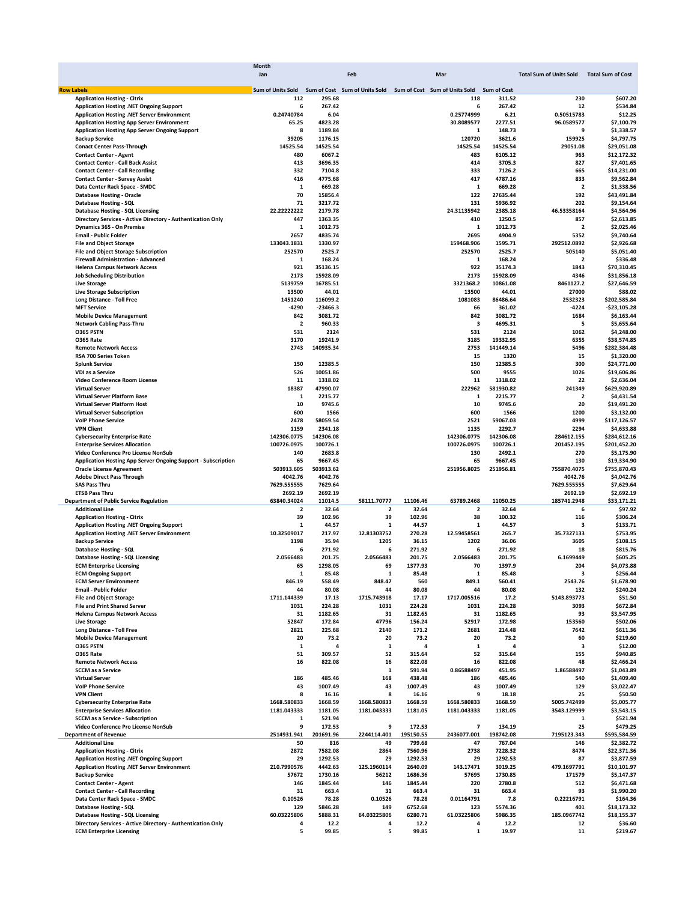| Row Labels | Month<br>Jan<br>Sum of Units Sold | <br><br>Sum of Cost | <br>Feb<br>Sum of Units Sold | <br><br>Sum of Cost | <br>Mar<br>Sum of Units Sold | <br><br>Sum of Cost | Total Sum of Units Sold | Total Sum of Cost |
|---|---|---|---|---|---|---|---|---|
| Application Hosting - Citrix | 112 | 295.68 | | | 118 | 311.52 | 230 | $607.20 |
| Application Hosting .NET Ongoing Support | 6 | 267.42 | | | 6 | 267.42 | 12 | $534.84 |
| Application Hosting .NET Server Environment | 0.24740784 | 6.04 | | | 0.25774999 | 6.21 | 0.50515783 | $12.25 |
| Application Hosting App Server Environment | 65.25 | 4823.28 | | | 30.8089577 | 2277.51 | 96.0589577 | $7,100.79 |
| Application Hosting App Server Ongoing Support | 8 | 1189.84 | | | 1 | 148.73 | 9 | $1,338.57 |
| Backup Service | 39205 | 1176.15 | | | 120720 | 3621.6 | 159925 | $4,797.75 |
| Conact Center Pass-Through | 14525.54 | 14525.54 | | | 14525.54 | 14525.54 | 29051.08 | $29,051.08 |
| Contact Center - Agent | 480 | 6067.2 | | | 483 | 6105.12 | 963 | $12,172.32 |
| Contact Center - Call Back Assist | 413 | 3696.35 | | | 414 | 3705.3 | 827 | $7,401.65 |
| Contact Center - Call Recording | 332 | 7104.8 | | | 333 | 7126.2 | 665 | $14,231.00 |
| Contact Center - Survey Assist | 416 | 4775.68 | | | 417 | 4787.16 | 833 | $9,562.84 |
| Data Center Rack Space - SMDC | 1 | 669.28 | | | 1 | 669.28 | 2 | $1,338.56 |
| Database Hosting - Oracle | 70 | 15856.4 | | | 122 | 27635.44 | 192 | $43,491.84 |
| Database Hosting - SQL | 71 | 3217.72 | | | 131 | 5936.92 | 202 | $9,154.64 |
| Database Hosting - SQL Licensing | 22.22222222 | 2179.78 | | | 24.31135942 | 2385.18 | 46.53358164 | $4,564.96 |
| Directory Services - Active Directory - Authentication Only | 447 | 1363.35 | | | 410 | 1250.5 | 857 | $2,613.85 |
| Dynamics 365 - On Premise | 1 | 1012.73 | | | 1 | 1012.73 | 2 | $2,025.46 |
| Email - Public Folder | 2657 | 4835.74 | | | 2695 | 4904.9 | 5352 | $9,740.64 |
| File and Object Storage | 133043.1831 | 1330.97 | | | 159468.906 | 1595.71 | 292512.0892 | $2,926.68 |
| File and Object Storage Subscription | 252570 | 2525.7 | | | 252570 | 2525.7 | 505140 | $5,051.40 |
| Firewall Administration - Advanced | 1 | 168.24 | | | 1 | 168.24 | 2 | $336.48 |
| Helena Campus Network Access | 921 | 35136.15 | | | 922 | 35174.3 | 1843 | $70,310.45 |
| Job Scheduling Distribution | 2173 | 15928.09 | | | 2173 | 15928.09 | 4346 | $31,856.18 |
| Live Storage | 5139759 | 16785.51 | | | 3321368.2 | 10861.08 | 8461127.2 | $27,646.59 |
| Live Storage Subscription | 13500 | 44.01 | | | 13500 | 44.01 | 27000 | $88.02 |
| Long Distance - Toll Free | 1451240 | 116099.2 | | | 1081083 | 86486.64 | 2532323 | $202,585.84 |
| MFT Service | -4290 | -23466.3 | | | 66 | 361.02 | -4224 | -$23,105.28 |
| Mobile Device Management | 842 | 3081.72 | | | 842 | 3081.72 | 1684 | $6,163.44 |
| Network Cabling Pass-Thru | 2 | 960.33 | | | 3 | 4695.31 | 5 | $5,655.64 |
| O365 PSTN | 531 | 2124 | | | 531 | 2124 | 1062 | $4,248.00 |
| O365 Rate | 3170 | 19241.9 | | | 3185 | 19332.95 | 6355 | $38,574.85 |
| Remote Network Access | 2743 | 140935.34 | | | 2753 | 141449.14 | 5496 | $282,384.48 |
| RSA 700 Series Token | | | | | 15 | 1320 | 15 | $1,320.00 |
| Splunk Service | 150 | 12385.5 | | | 150 | 12385.5 | 300 | $24,771.00 |
| VDI as a Service | 526 | 10051.86 | | | 500 | 9555 | 1026 | $19,606.86 |
| Video Conference Room License | 11 | 1318.02 | | | 11 | 1318.02 | 22 | $2,636.04 |
| Virtual Server | 18387 | 47990.07 | | | 222962 | 581930.82 | 241349 | $629,920.89 |
| Virtual Server Platform Base | 1 | 2215.77 | | | 1 | 2215.77 | 2 | $4,431.54 |
| Virtual Server Platform Host | 10 | 9745.6 | | | 10 | 9745.6 | 20 | $19,491.20 |
| Virtual Server Subscription | 600 | 1566 | | | 600 | 1566 | 1200 | $3,132.00 |
| VoIP Phone Service | 2478 | 58059.54 | | | 2521 | 59067.03 | 4999 | $117,126.57 |
| VPN Client | 1159 | 2341.18 | | | 1135 | 2292.7 | 2294 | $4,633.88 |
| Cybersecurity Enterprise Rate | 142306.0775 | 142306.08 | | | 142306.0775 | 142306.08 | 284612.155 | $284,612.16 |
| Enterprise Services Allocation | 100726.0975 | 100726.1 | | | 100726.0975 | 100726.1 | 201452.195 | $201,452.20 |
| Video Conference Pro License NonSub | 140 | 2683.8 | | | 130 | 2492.1 | 270 | $5,175.90 |
| Application Hosting App Server Ongoing Support - Subscription | 65 | 9667.45 | | | 65 | 9667.45 | 130 | $19,334.90 |
| Oracle License Agreement | 503913.605 | 503913.62 | | | 251956.8025 | 251956.81 | 755870.4075 | $755,870.43 |
| Adobe Direct Pass Through | 4042.76 | 4042.76 | | | | | 4042.76 | $4,042.76 |
| SAS Pass Thru | 7629.555555 | 7629.64 | | | | | 7629.555555 | $7,629.64 |
| ETSB Pass Thru | 2692.19 | 2692.19 | | | | | 2692.19 | $2,692.19 |
| **Department of Public Service Regulation** | **63840.34024** | **11014.5** | **58111.70777** | **11106.46** | **63789.2468** | **11050.25** | **185741.2948** | **$33,171.21** |
| Additional Line | 2 | 32.64 | 2 | 32.64 | 2 | 32.64 | 6 | $97.92 |
| Application Hosting - Citrix | 39 | 102.96 | 39 | 102.96 | 38 | 100.32 | 116 | $306.24 |
| Application Hosting .NET Ongoing Support | 1 | 44.57 | 1 | 44.57 | 1 | 44.57 | 3 | $133.71 |
| Application Hosting .NET Server Environment | 10.32509017 | 217.97 | 12.81303752 | 270.28 | 12.59458561 | 265.7 | 35.7327133 | $753.95 |
| Backup Service | 1198 | 35.94 | 1205 | 36.15 | 1202 | 36.06 | 3605 | $108.15 |
| Database Hosting - SQL | 6 | 271.92 | 6 | 271.92 | 6 | 271.92 | 18 | $815.76 |
| Database Hosting - SQL Licensing | 2.0566483 | 201.75 | 2.0566483 | 201.75 | 2.0566483 | 201.75 | 6.1699449 | $605.25 |
| ECM Enterprise Licensing | 65 | 1298.05 | 69 | 1377.93 | 70 | 1397.9 | 204 | $4,073.88 |
| ECM Ongoing Support | 1 | 85.48 | 1 | 85.48 | 1 | 85.48 | 3 | $256.44 |
| ECM Server Environment | 846.19 | 558.49 | 848.47 | 560 | 849.1 | 560.41 | 2543.76 | $1,678.90 |
| Email - Public Folder | 44 | 80.08 | 44 | 80.08 | 44 | 80.08 | 132 | $240.24 |
| File and Object Storage | 1711.144339 | 17.13 | 1715.743918 | 17.17 | 1717.005516 | 17.2 | 5143.893773 | $51.50 |
| File and Print Shared Server | 1031 | 224.28 | 1031 | 224.28 | 1031 | 224.28 | 3093 | $672.84 |
| Helena Campus Network Access | 31 | 1182.65 | 31 | 1182.65 | 31 | 1182.65 | 93 | $3,547.95 |
| Live Storage | 52847 | 172.84 | 47796 | 156.24 | 52917 | 172.98 | 153560 | $502.06 |
| Long Distance - Toll Free | 2821 | 225.68 | 2140 | 171.2 | 2681 | 214.48 | 7642 | $611.36 |
| Mobile Device Management | 20 | 73.2 | 20 | 73.2 | 20 | 73.2 | 60 | $219.60 |
| O365 PSTN | 1 | 4 | 1 | 4 | 1 | 4 | 3 | $12.00 |
| O365 Rate | 51 | 309.57 | 52 | 315.64 | 52 | 315.64 | 155 | $940.85 |
| Remote Network Access | 16 | 822.08 | 16 | 822.08 | 16 | 822.08 | 48 | $2,466.24 |
| SCCM as a Service | | | 1 | 591.94 | 0.86588497 | 451.95 | 1.86588497 | $1,043.89 |
| Virtual Server | 186 | 485.46 | 168 | 438.48 | 186 | 485.46 | 540 | $1,409.40 |
| VoIP Phone Service | 43 | 1007.49 | 43 | 1007.49 | 43 | 1007.49 | 129 | $3,022.47 |
| VPN Client | 8 | 16.16 | 8 | 16.16 | 9 | 18.18 | 25 | $50.50 |
| Cybersecurity Enterprise Rate | 1668.580833 | 1668.59 | 1668.580833 | 1668.59 | 1668.580833 | 1668.59 | 5005.742499 | $5,005.77 |
| Enterprise Services Allocation | 1181.043333 | 1181.05 | 1181.043333 | 1181.05 | 1181.043333 | 1181.05 | 3543.129999 | $3,543.15 |
| SCCM as a Service - Subscription | 1 | 521.94 | | | | | 1 | $521.94 |
| Video Conference Pro License NonSub | 9 | 172.53 | 9 | 172.53 | 7 | 134.19 | 25 | $479.25 |
| **Department of Revenue** | **2514931.941** | **201691.96** | **2244114.401** | **195150.55** | **2436077.001** | **198742.08** | **7195123.343** | **$595,584.59** |
| Additional Line | 50 | 816 | 49 | 799.68 | 47 | 767.04 | 146 | $2,382.72 |
| Application Hosting - Citrix | 2872 | 7582.08 | 2864 | 7560.96 | 2738 | 7228.32 | 8474 | $22,371.36 |
| Application Hosting .NET Ongoing Support | 29 | 1292.53 | 29 | 1292.53 | 29 | 1292.53 | 87 | $3,877.59 |
| Application Hosting .NET Server Environment | 210.7990576 | 4442.63 | 125.1960114 | 2640.09 | 143.17471 | 3019.25 | 479.1697791 | $10,101.97 |
| Backup Service | 57672 | 1730.16 | 56212 | 1686.36 | 57695 | 1730.85 | 171579 | $5,147.37 |
| Contact Center - Agent | 146 | 1845.44 | 146 | 1845.44 | 220 | 2780.8 | 512 | $6,471.68 |
| Contact Center - Call Recording | 31 | 663.4 | 31 | 663.4 | 31 | 663.4 | 93 | $1,990.20 |
| Data Center Rack Space - SMDC | 0.10526 | 78.28 | 0.10526 | 78.28 | 0.01164791 | 7.8 | 0.22216791 | $164.36 |
| Database Hosting - SQL | 129 | 5846.28 | 149 | 6752.68 | 123 | 5574.36 | 401 | $18,173.32 |
| Database Hosting - SQL Licensing | 60.03225806 | 5888.31 | 64.03225806 | 6280.71 | 61.03225806 | 5986.35 | 185.0967742 | $18,155.37 |
| Directory Services - Active Directory - Authentication Only | 4 | 12.2 | 4 | 12.2 | 4 | 12.2 | 12 | $36.60 |
| ECM Enterprise Licensing | 5 | 99.85 | 5 | 99.85 | 1 | 19.97 | 11 | $219.67 |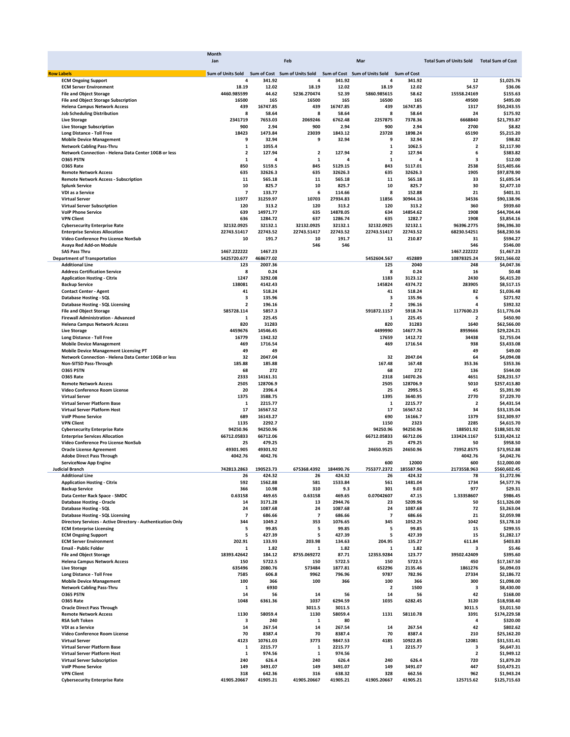| Row Labels | Month Jan Sum of Units Sold | Jan Sum of Cost | Feb Sum of Units Sold | Feb Sum of Cost | Mar Sum of Units Sold | Mar Sum of Cost | Total Sum of Units Sold | Total Sum of Cost |
|---|---|---|---|---|---|---|---|---|
| ECM Ongoing Support | 4 | 341.92 | 4 | 341.92 | 4 | 341.92 | 12 | $1,025.76 |
| ECM Server Environment | 18.19 | 12.02 | 18.19 | 12.02 | 18.19 | 12.02 | 54.57 | $36.06 |
| File and Object Storage | 4460.985599 | 44.62 | 5236.270474 | 52.39 | 5860.985615 | 58.62 | 15558.24169 | $155.63 |
| File and Object Storage Subscription | 16500 | 165 | 16500 | 165 | 16500 | 165 | 49500 | $495.00 |
| Helena Campus Network Access | 439 | 16747.85 | 439 | 16747.85 | 439 | 16747.85 | 1317 | $50,243.55 |
| Job Scheduling Distribution | 8 | 58.64 | 8 | 58.64 | 8 | 58.64 | 24 | $175.92 |
| Live Storage | 2341719 | 7653.03 | 2069246 | 6762.48 | 2257875 | 7378.36 | 6668840 | $21,793.87 |
| Live Storage Subscription | 900 | 2.94 | 900 | 2.94 | 900 | 2.94 | 2700 | $8.82 |
| Long Distance - Toll Free | 18423 | 1473.84 | 23039 | 1843.12 | 23728 | 1898.24 | 65190 | $5,215.20 |
| Mobile Device Management | 9 | 32.94 | 9 | 32.94 | 9 | 32.94 | 27 | $98.82 |
| Network Cabling Pass-Thru | 1 | 1055.4 | | | 1 | 1062.5 | 2 | $2,117.90 |
| Network Connection - Helena Data Center 10GB or less | 2 | 127.94 | 2 | 127.94 | 2 | 127.94 | 6 | $383.82 |
| O365 PSTN | 1 | 4 | 1 | 4 | 1 | 4 | 3 | $12.00 |
| O365 Rate | 850 | 5159.5 | 845 | 5129.15 | 843 | 5117.01 | 2538 | $15,405.66 |
| Remote Network Access | 635 | 32626.3 | 635 | 32626.3 | 635 | 32626.3 | 1905 | $97,878.90 |
| Remote Network Access - Subscription | 11 | 565.18 | 11 | 565.18 | 11 | 565.18 | 33 | $1,695.54 |
| Splunk Service | 10 | 825.7 | 10 | 825.7 | 10 | 825.7 | 30 | $2,477.10 |
| VDI as a Service | 7 | 133.77 | 6 | 114.66 | 8 | 152.88 | 21 | $401.31 |
| Virtual Server | 11977 | 31259.97 | 10703 | 27934.83 | 11856 | 30944.16 | 34536 | $90,138.96 |
| Virtual Server Subscription | 120 | 313.2 | 120 | 313.2 | 120 | 313.2 | 360 | $939.60 |
| VoIP Phone Service | 639 | 14971.77 | 635 | 14878.05 | 634 | 14854.62 | 1908 | $44,704.44 |
| VPN Client | 636 | 1284.72 | 637 | 1286.74 | 635 | 1282.7 | 1908 | $3,854.16 |
| Cybersecurity Enterprise Rate | 32132.0925 | 32132.1 | 32132.0925 | 32132.1 | 32132.0925 | 32132.1 | 96396.2775 | $96,396.30 |
| Enterprise Services Allocation | 22743.51417 | 22743.52 | 22743.51417 | 22743.52 | 22743.51417 | 22743.52 | 68230.54251 | $68,230.56 |
| Video Conference Pro License NonSub | 10 | 191.7 | 10 | 191.7 | 11 | 210.87 | 31 | $594.27 |
| Avaya Red Add-on Module | | | 546 | 546 | | | 546 | $546.00 |
| SAS Pass Thru | 1467.222222 | 1467.23 | | | | | 1467.222222 | $1,467.23 |
| **Department of Transportation** | **5425720.677** | **468677.02** | | | **5452604.567** | **452889** | **10878325.24** | **$921,566.02** |
| Additional Line | 123 | 2007.36 | | | 125 | 2040 | 248 | $4,047.36 |
| Address Certification Service | 8 | 0.24 | | | 8 | 0.24 | 16 | $0.48 |
| Application Hosting - Citrix | 1247 | 3292.08 | | | 1183 | 3123.12 | 2430 | $6,415.20 |
| Backup Service | 138081 | 4142.43 | | | 145824 | 4374.72 | 283905 | $8,517.15 |
| Contact Center - Agent | 41 | 518.24 | | | 41 | 518.24 | 82 | $1,036.48 |
| Database Hosting - SQL | 3 | 135.96 | | | 3 | 135.96 | 6 | $271.92 |
| Database Hosting - SQL Licensing | 2 | 196.16 | | | 2 | 196.16 | 4 | $392.32 |
| File and Object Storage | 585728.114 | 5857.3 | | | 591872.1157 | 5918.74 | 1177600.23 | $11,776.04 |
| Firewall Administration - Advanced | 1 | 225.45 | | | 1 | 225.45 | 2 | $450.90 |
| Helena Campus Network Access | 820 | 31283 | | | 820 | 31283 | 1640 | $62,566.00 |
| Live Storage | 4459676 | 14546.45 | | | 4499990 | 14677.76 | 8959666 | $29,224.21 |
| Long Distance - Toll Free | 16779 | 1342.32 | | | 17659 | 1412.72 | 34438 | $2,755.04 |
| Mobile Device Management | 469 | 1716.54 | | | 469 | 1716.54 | 938 | $3,433.08 |
| Mobile Device Management Licensing PT | 49 | 49 | | | | | 49 | $49.00 |
| Network Connection - Helena Data Center 10GB or less | 32 | 2047.04 | | | 32 | 2047.04 | 64 | $4,094.08 |
| Non-SITSD Pass-Through | 185.88 | 185.88 | | | 167.48 | 167.48 | 353.36 | $353.36 |
| O365 PSTN | 68 | 272 | | | 68 | 272 | 136 | $544.00 |
| O365 Rate | 2333 | 14161.31 | | | 2318 | 14070.26 | 4651 | $28,231.57 |
| Remote Network Access | 2505 | 128706.9 | | | 2505 | 128706.9 | 5010 | $257,413.80 |
| Video Conference Room License | 20 | 2396.4 | | | 25 | 2995.5 | 45 | $5,391.90 |
| Virtual Server | 1375 | 3588.75 | | | 1395 | 3640.95 | 2770 | $7,229.70 |
| Virtual Server Platform Base | 1 | 2215.77 | | | 1 | 2215.77 | 2 | $4,431.54 |
| Virtual Server Platform Host | 17 | 16567.52 | | | 17 | 16567.52 | 34 | $33,135.04 |
| VoIP Phone Service | 689 | 16143.27 | | | 690 | 16166.7 | 1379 | $32,309.97 |
| VPN Client | 1135 | 2292.7 | | | 1150 | 2323 | 2285 | $4,615.70 |
| Cybersecurity Enterprise Rate | 94250.96 | 94250.96 | | | 94250.96 | 94250.96 | 188501.92 | $188,501.92 |
| Enterprise Services Allocation | 66712.05833 | 66712.06 | | | 66712.05833 | 66712.06 | 133424.1167 | $133,424.12 |
| Video Conference Pro License NonSub | 25 | 479.25 | | | 25 | 479.25 | 50 | $958.50 |
| Oracle License Agreement | 49301.905 | 49301.92 | | | 24650.9525 | 24650.96 | 73952.8575 | $73,952.88 |
| Adobe Direct Pass Through | 4042.76 | 4042.76 | | | | | 4042.76 | $4,042.76 |
| ServiceNow App Engine | | | | | 600 | 12000 | 600 | $12,000.00 |
| **Judicial Branch** | **742813.2863** | **190523.73** | **675368.4392** | **184490.76** | **755377.2372** | **185587.96** | **2173558.963** | **$560,602.45** |
| Additional Line | 26 | 424.32 | 26 | 424.32 | 26 | 424.32 | 78 | $1,272.96 |
| Application Hosting - Citrix | 592 | 1562.88 | 581 | 1533.84 | 561 | 1481.04 | 1734 | $4,577.76 |
| Backup Service | 366 | 10.98 | 310 | 9.3 | 301 | 9.03 | 977 | $29.31 |
| Data Center Rack Space - SMDC | 0.63158 | 469.65 | 0.63158 | 469.65 | 0.07042607 | 47.15 | 1.33358607 | $986.45 |
| Database Hosting - Oracle | 14 | 3171.28 | 13 | 2944.76 | 23 | 5209.96 | 50 | $11,326.00 |
| Database Hosting - SQL | 24 | 1087.68 | 24 | 1087.68 | 24 | 1087.68 | 72 | $3,263.04 |
| Database Hosting - SQL Licensing | 7 | 686.66 | 7 | 686.66 | 7 | 686.66 | 21 | $2,059.98 |
| Directory Services - Active Directory - Authentication Only | 344 | 1049.2 | 353 | 1076.65 | 345 | 1052.25 | 1042 | $3,178.10 |
| ECM Enterprise Licensing | 5 | 99.85 | 5 | 99.85 | 5 | 99.85 | 15 | $299.55 |
| ECM Ongoing Support | 5 | 427.39 | 5 | 427.39 | 5 | 427.39 | 15 | $1,282.17 |
| ECM Server Environment | 202.91 | 133.93 | 203.98 | 134.63 | 204.95 | 135.27 | 611.84 | $403.83 |
| Email - Public Folder | 1 | 1.82 | 1 | 1.82 | 1 | 1.82 | 3 | $5.46 |
| File and Object Storage | 18393.42642 | 184.12 | 8755.069272 | 87.71 | 12353.9284 | 123.77 | 39502.42409 | $395.60 |
| Helena Campus Network Access | 150 | 5722.5 | 150 | 5722.5 | 150 | 5722.5 | 450 | $17,167.50 |
| Live Storage | 635496 | 2080.76 | 573484 | 1877.81 | 652296 | 2135.46 | 1861276 | $6,094.03 |
| Long Distance - Toll Free | 7585 | 606.8 | 9962 | 796.96 | 9787 | 782.96 | 27334 | $2,186.72 |
| Mobile Device Management | 100 | 366 | 100 | 366 | 100 | 366 | 300 | $1,098.00 |
| Network Cabling Pass-Thru | 1 | 6930 | | | 2 | 1500 | 3 | $8,430.00 |
| O365 PSTN | 14 | 56 | 14 | 56 | 14 | 56 | 42 | $168.00 |
| O365 Rate | 1048 | 6361.36 | 1037 | 6294.59 | 1035 | 6282.45 | 3120 | $18,938.40 |
| Oracle Direct Pass Through | | | 3011.5 | 3011.5 | | | 3011.5 | $3,011.50 |
| Remote Network Access | 1130 | 58059.4 | 1130 | 58059.4 | 1131 | 58110.78 | 3391 | $174,229.58 |
| RSA Soft Token | 3 | 240 | 1 | 80 | | | 4 | $320.00 |
| VDI as a Service | 14 | 267.54 | 14 | 267.54 | 14 | 267.54 | 42 | $802.62 |
| Video Conference Room License | 70 | 8387.4 | 70 | 8387.4 | 70 | 8387.4 | 210 | $25,162.20 |
| Virtual Server | 4123 | 10761.03 | 3773 | 9847.53 | 4185 | 10922.85 | 12081 | $31,531.41 |
| Virtual Server Platform Base | 1 | 2215.77 | 1 | 2215.77 | 1 | 2215.77 | 3 | $6,647.31 |
| Virtual Server Platform Host | 1 | 974.56 | 1 | 974.56 | | | 2 | $1,949.12 |
| Virtual Server Subscription | 240 | 626.4 | 240 | 626.4 | 240 | 626.4 | 720 | $1,879.20 |
| VoIP Phone Service | 149 | 3491.07 | 149 | 3491.07 | 149 | 3491.07 | 447 | $10,473.21 |
| VPN Client | 318 | 642.36 | 316 | 638.32 | 328 | 662.56 | 962 | $1,943.24 |
| Cybersecurity Enterprise Rate | 41905.20667 | 41905.21 | 41905.20667 | 41905.21 | 41905.20667 | 41905.21 | 125715.62 | $125,715.63 |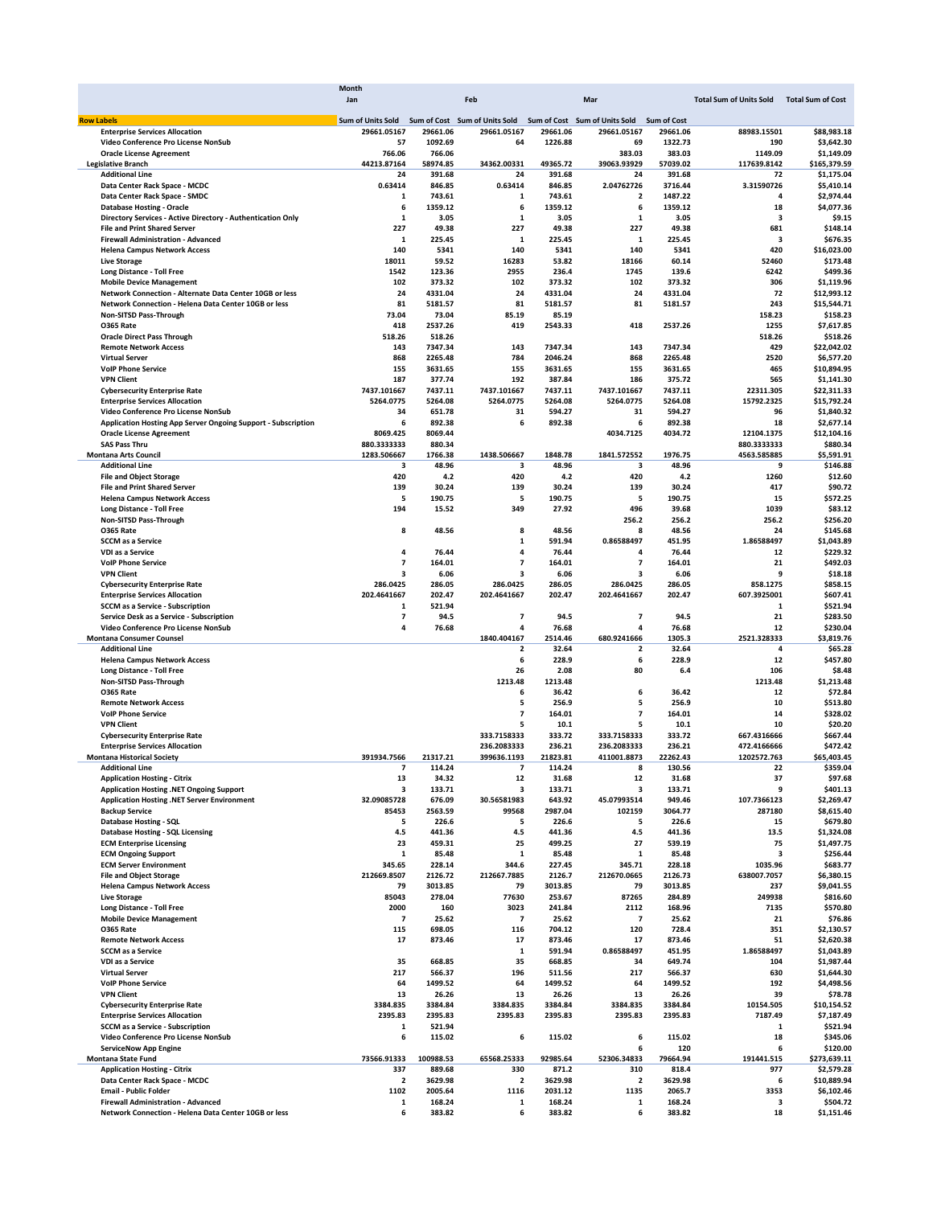| Row Labels | Month Jan Sum of Units Sold | Jan Sum of Cost | Feb Sum of Units Sold | Feb Sum of Cost | Mar Sum of Units Sold | Mar Sum of Cost | Total Sum of Units Sold | Total Sum of Cost |
|---|---|---|---|---|---|---|---|---|
| Enterprise Services Allocation | 29661.05167 | 29661.06 | 29661.05167 | 29661.06 | 29661.05167 | 29661.06 | 88983.15501 | $88,983.18 |
| Video Conference Pro License NonSub | 57 | 1092.69 | 64 | 1226.88 | 69 | 1322.73 | 190 | $3,642.30 |
| Oracle License Agreement | 766.06 | 766.06 | | | 383.03 | 383.03 | 1149.09 | $1,149.09 |
| **Legislative Branch** | 44213.87164 | 58974.85 | 34362.00331 | 49365.72 | 39063.93929 | 57039.02 | 117639.8142 | $165,379.59 |
| Additional Line | 24 | 391.68 | 24 | 391.68 | 24 | 391.68 | 72 | $1,175.04 |
| Data Center Rack Space - MCDC | 0.63414 | 846.85 | 0.63414 | 846.85 | 2.04762726 | 3716.44 | 3.31590726 | $5,410.14 |
| Data Center Rack Space - SMDC | 1 | 743.61 | 1 | 743.61 | 2 | 1487.22 | 4 | $2,974.44 |
| Database Hosting - Oracle | 6 | 1359.12 | 6 | 1359.12 | 6 | 1359.12 | 18 | $4,077.36 |
| Directory Services - Active Directory - Authentication Only | 1 | 3.05 | 1 | 3.05 | 1 | 3.05 | 3 | $9.15 |
| File and Print Shared Server | 227 | 49.38 | 227 | 49.38 | 227 | 49.38 | 681 | $148.14 |
| Firewall Administration - Advanced | 1 | 225.45 | 1 | 225.45 | 1 | 225.45 | 3 | $676.35 |
| Helena Campus Network Access | 140 | 5341 | 140 | 5341 | 140 | 5341 | 420 | $16,023.00 |
| Live Storage | 18011 | 59.52 | 16283 | 53.82 | 18166 | 60.14 | 52460 | $173.48 |
| Long Distance - Toll Free | 1542 | 123.36 | 2955 | 236.4 | 1745 | 139.6 | 6242 | $499.36 |
| Mobile Device Management | 102 | 373.32 | 102 | 373.32 | 102 | 373.32 | 306 | $1,119.96 |
| Network Connection - Alternate Data Center 10GB or less | 24 | 4331.04 | 24 | 4331.04 | 24 | 4331.04 | 72 | $12,993.12 |
| Network Connection - Helena Data Center 10GB or less | 81 | 5181.57 | 81 | 5181.57 | 81 | 5181.57 | 243 | $15,544.71 |
| Non-SITSD Pass-Through | 73.04 | 73.04 | 85.19 | 85.19 | | | 158.23 | $158.23 |
| O365 Rate | 418 | 2537.26 | 419 | 2543.33 | 418 | 2537.26 | 1255 | $7,617.85 |
| Oracle Direct Pass Through | 518.26 | 518.26 | | | | | 518.26 | $518.26 |
| Remote Network Access | 143 | 7347.34 | 143 | 7347.34 | 143 | 7347.34 | 429 | $22,042.02 |
| Virtual Server | 868 | 2265.48 | 784 | 2046.24 | 868 | 2265.48 | 2520 | $6,577.20 |
| VoIP Phone Service | 155 | 3631.65 | 155 | 3631.65 | 155 | 3631.65 | 465 | $10,894.95 |
| VPN Client | 187 | 377.74 | 192 | 387.84 | 186 | 375.72 | 565 | $1,141.30 |
| Cybersecurity Enterprise Rate | 7437.101667 | 7437.11 | 7437.101667 | 7437.11 | 7437.101667 | 7437.11 | 22311.305 | $22,311.33 |
| Enterprise Services Allocation | 5264.0775 | 5264.08 | 5264.0775 | 5264.08 | 5264.0775 | 5264.08 | 15792.2325 | $15,792.24 |
| Video Conference Pro License NonSub | 34 | 651.78 | 31 | 594.27 | 31 | 594.27 | 96 | $1,840.32 |
| Application Hosting App Server Ongoing Support - Subscription | 6 | 892.38 | 6 | 892.38 | 6 | 892.38 | 18 | $2,677.14 |
| Oracle License Agreement | 8069.425 | 8069.44 | | | 4034.7125 | 4034.72 | 12104.1375 | $12,104.16 |
| SAS Pass Thru | 880.3333333 | 880.34 | | | | | 880.3333333 | $880.34 |
| **Montana Arts Council** | 1283.506667 | 1766.38 | 1438.506667 | 1848.78 | 1841.572552 | 1976.75 | 4563.585885 | $5,591.91 |
| Additional Line | 3 | 48.96 | 3 | 48.96 | 3 | 48.96 | 9 | $146.88 |
| File and Object Storage | 420 | 4.2 | 420 | 4.2 | 420 | 4.2 | 1260 | $12.60 |
| File and Print Shared Server | 139 | 30.24 | 139 | 30.24 | 139 | 30.24 | 417 | $90.72 |
| Helena Campus Network Access | 5 | 190.75 | 5 | 190.75 | 5 | 190.75 | 15 | $572.25 |
| Long Distance - Toll Free | 194 | 15.52 | 349 | 27.92 | 496 | 39.68 | 1039 | $83.12 |
| Non-SITSD Pass-Through | | | | | 256.2 | 256.2 | 256.2 | $256.20 |
| O365 Rate | 8 | 48.56 | 8 | 48.56 | 8 | 48.56 | 24 | $145.68 |
| SCCM as a Service | | | 1 | 591.94 | 0.86588497 | 451.95 | 1.86588497 | $1,043.89 |
| VDI as a Service | 4 | 76.44 | 4 | 76.44 | 4 | 76.44 | 12 | $229.32 |
| VoIP Phone Service | 7 | 164.01 | 7 | 164.01 | 7 | 164.01 | 21 | $492.03 |
| VPN Client | 3 | 6.06 | 3 | 6.06 | 3 | 6.06 | 9 | $18.18 |
| Cybersecurity Enterprise Rate | 286.0425 | 286.05 | 286.0425 | 286.05 | 286.0425 | 286.05 | 858.1275 | $858.15 |
| Enterprise Services Allocation | 202.4641667 | 202.47 | 202.4641667 | 202.47 | 202.4641667 | 202.47 | 607.3925001 | $607.41 |
| SCCM as a Service - Subscription | 1 | 521.94 | | | | | 1 | $521.94 |
| Service Desk as a Service - Subscription | 7 | 94.5 | 7 | 94.5 | 7 | 94.5 | 21 | $283.50 |
| Video Conference Pro License NonSub | 4 | 76.68 | 4 | 76.68 | 4 | 76.68 | 12 | $230.04 |
| **Montana Consumer Counsel** | | | 1840.404167 | 2514.46 | 680.9241666 | 1305.3 | 2521.328333 | $3,819.76 |
| Additional Line | | | 2 | 32.64 | 2 | 32.64 | 4 | $65.28 |
| Helena Campus Network Access | | | 6 | 228.9 | 6 | 228.9 | 12 | $457.80 |
| Long Distance - Toll Free | | | 26 | 2.08 | 80 | 6.4 | 106 | $8.48 |
| Non-SITSD Pass-Through | | | 1213.48 | 1213.48 | | | 1213.48 | $1,213.48 |
| O365 Rate | | | 6 | 36.42 | 6 | 36.42 | 12 | $72.84 |
| Remote Network Access | | | 5 | 256.9 | 5 | 256.9 | 10 | $513.80 |
| VoIP Phone Service | | | 7 | 164.01 | 7 | 164.01 | 14 | $328.02 |
| VPN Client | | | 5 | 10.1 | 5 | 10.1 | 10 | $20.20 |
| Cybersecurity Enterprise Rate | | | 333.7158333 | 333.72 | 333.7158333 | 333.72 | 667.4316666 | $667.44 |
| Enterprise Services Allocation | | | 236.2083333 | 236.21 | 236.2083333 | 236.21 | 472.4166666 | $472.42 |
| **Montana Historical Society** | 391934.7566 | 21317.21 | 399636.1193 | 21823.81 | 411001.8873 | 22262.43 | 1202572.763 | $65,403.45 |
| Additional Line | 7 | 114.24 | 7 | 114.24 | 8 | 130.56 | 22 | $359.04 |
| Application Hosting - Citrix | 13 | 34.32 | 12 | 31.68 | 12 | 31.68 | 37 | $97.68 |
| Application Hosting .NET Ongoing Support | 3 | 133.71 | 3 | 133.71 | 3 | 133.71 | 9 | $401.13 |
| Application Hosting .NET Server Environment | 32.09085728 | 676.09 | 30.56581983 | 643.92 | 45.07993514 | 949.46 | 107.7366123 | $2,269.47 |
| Backup Service | 85453 | 2563.59 | 99568 | 2987.04 | 102159 | 3064.77 | 287180 | $8,615.40 |
| Database Hosting - SQL | 5 | 226.6 | 5 | 226.6 | 5 | 226.6 | 15 | $679.80 |
| Database Hosting - SQL Licensing | 4.5 | 441.36 | 4.5 | 441.36 | 4.5 | 441.36 | 13.5 | $1,324.08 |
| ECM Enterprise Licensing | 23 | 459.31 | 25 | 499.25 | 27 | 539.19 | 75 | $1,497.75 |
| ECM Ongoing Support | 1 | 85.48 | 1 | 85.48 | 1 | 85.48 | 3 | $256.44 |
| ECM Server Environment | 345.65 | 228.14 | 344.6 | 227.45 | 345.71 | 228.18 | 1035.96 | $683.77 |
| File and Object Storage | 212669.8507 | 2126.72 | 212667.7885 | 2126.7 | 212670.0665 | 2126.73 | 638007.7057 | $6,380.15 |
| Helena Campus Network Access | 79 | 3013.85 | 79 | 3013.85 | 79 | 3013.85 | 237 | $9,041.55 |
| Live Storage | 85043 | 278.04 | 77630 | 253.67 | 87265 | 284.89 | 249938 | $816.60 |
| Long Distance - Toll Free | 2000 | 160 | 3023 | 241.84 | 2112 | 168.96 | 7135 | $570.80 |
| Mobile Device Management | 7 | 25.62 | 7 | 25.62 | 7 | 25.62 | 21 | $76.86 |
| O365 Rate | 115 | 698.05 | 116 | 704.12 | 120 | 728.4 | 351 | $2,130.57 |
| Remote Network Access | 17 | 873.46 | 17 | 873.46 | 17 | 873.46 | 51 | $2,620.38 |
| SCCM as a Service | | | 1 | 591.94 | 0.86588497 | 451.95 | 1.86588497 | $1,043.89 |
| VDI as a Service | 35 | 668.85 | 35 | 668.85 | 34 | 649.74 | 104 | $1,987.44 |
| Virtual Server | 217 | 566.37 | 196 | 511.56 | 217 | 566.37 | 630 | $1,644.30 |
| VoIP Phone Service | 64 | 1499.52 | 64 | 1499.52 | 64 | 1499.52 | 192 | $4,498.56 |
| VPN Client | 13 | 26.26 | 13 | 26.26 | 13 | 26.26 | 39 | $78.78 |
| Cybersecurity Enterprise Rate | 3384.835 | 3384.84 | 3384.835 | 3384.84 | 3384.835 | 3384.84 | 10154.505 | $10,154.52 |
| Enterprise Services Allocation | 2395.83 | 2395.83 | 2395.83 | 2395.83 | 2395.83 | 2395.83 | 7187.49 | $7,187.49 |
| SCCM as a Service - Subscription | 1 | 521.94 | | | | | 1 | $521.94 |
| Video Conference Pro License NonSub | 6 | 115.02 | 6 | 115.02 | 6 | 115.02 | 18 | $345.06 |
| ServiceNow App Engine | | | | | 6 | 120 | 6 | $120.00 |
| **Montana State Fund** | 73566.91333 | 100988.53 | 65568.25333 | 92985.64 | 52306.34833 | 79664.94 | 191441.515 | $273,639.11 |
| Application Hosting - Citrix | 337 | 889.68 | 330 | 871.2 | 310 | 818.4 | 977 | $2,579.28 |
| Data Center Rack Space - MCDC | 2 | 3629.98 | 2 | 3629.98 | 2 | 3629.98 | 6 | $10,889.94 |
| Email - Public Folder | 1102 | 2005.64 | 1116 | 2031.12 | 1135 | 2065.7 | 3353 | $6,102.46 |
| Firewall Administration - Advanced | 1 | 168.24 | 1 | 168.24 | 1 | 168.24 | 3 | $504.72 |
| Network Connection - Helena Data Center 10GB or less | 6 | 383.82 | 6 | 383.82 | 6 | 383.82 | 18 | $1,151.46 |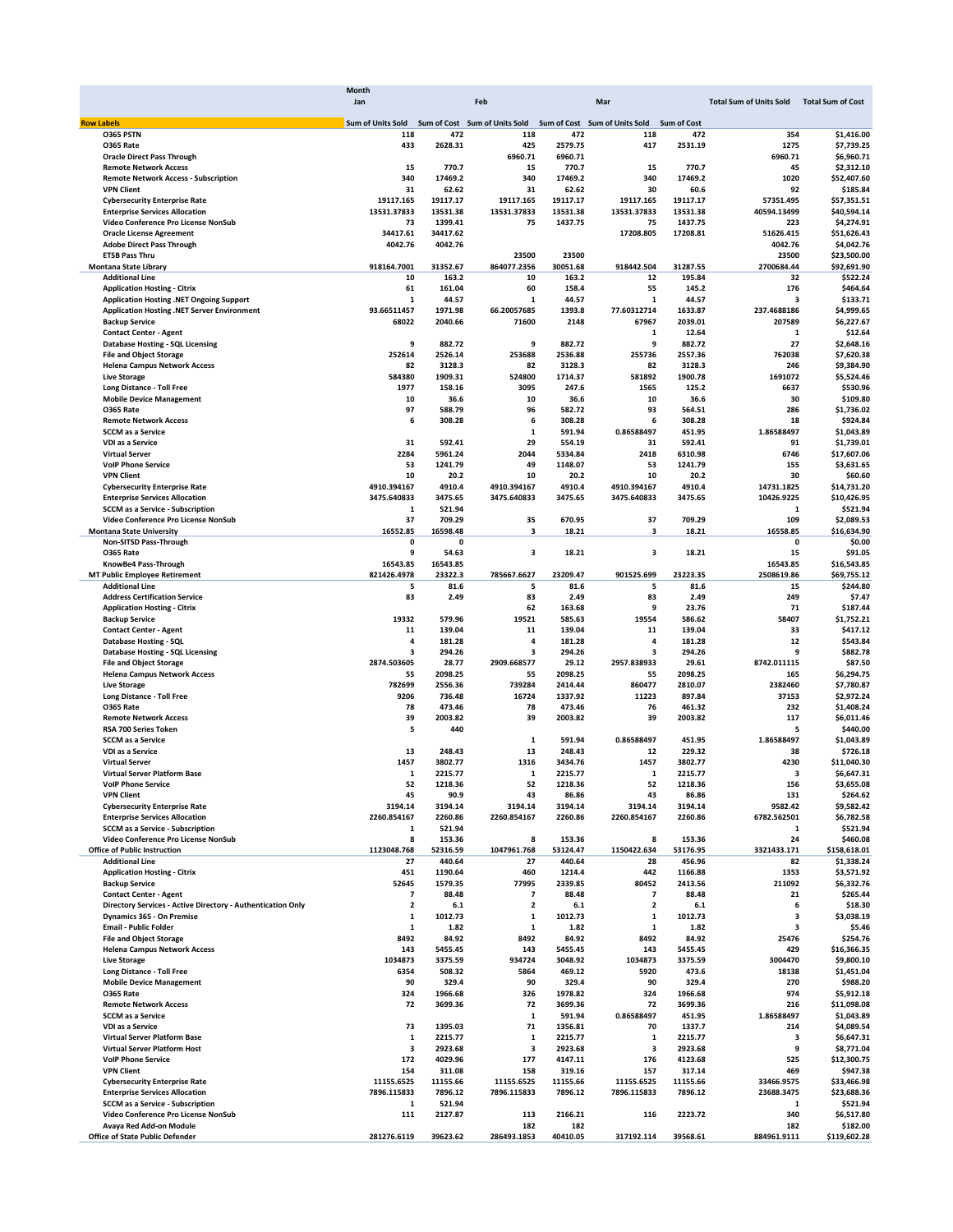| Row Labels | Jan Sum of Units Sold | Jan Sum of Cost | Feb Sum of Units Sold | Feb Sum of Cost | Mar Sum of Units Sold | Mar Sum of Cost | Total Sum of Units Sold | Total Sum of Cost |
|---|---|---|---|---|---|---|---|---|
| O365 PSTN | 118 | 472 | 118 | 472 | 118 | 472 | 354 | $1,416.00 |
| O365 Rate | 433 | 2628.31 | 425 | 2579.75 | 417 | 2531.19 | 1275 | $7,739.25 |
| Oracle Direct Pass Through | | | 6960.71 | 6960.71 | | | 6960.71 | $6,960.71 |
| Remote Network Access | 15 | 770.7 | 15 | 770.7 | 15 | 770.7 | 45 | $2,312.10 |
| Remote Network Access - Subscription | 340 | 17469.2 | 340 | 17469.2 | 340 | 17469.2 | 1020 | $52,407.60 |
| VPN Client | 31 | 62.62 | 31 | 62.62 | 30 | 60.6 | 92 | $185.84 |
| Cybersecurity Enterprise Rate | 19117.165 | 19117.17 | 19117.165 | 19117.17 | 19117.165 | 19117.17 | 57351.495 | $57,351.51 |
| Enterprise Services Allocation | 13531.37833 | 13531.38 | 13531.37833 | 13531.38 | 13531.37833 | 13531.38 | 40594.13499 | $40,594.14 |
| Video Conference Pro License NonSub | 73 | 1399.41 | 75 | 1437.75 | 75 | 1437.75 | 223 | $4,274.91 |
| Oracle License Agreement | 34417.61 | 34417.62 | | | 17208.805 | 17208.81 | 51626.415 | $51,626.43 |
| Adobe Direct Pass Through | 4042.76 | 4042.76 | | | | | 4042.76 | $4,042.76 |
| ETSB Pass Thru | | | 23500 | 23500 | | | 23500 | $23,500.00 |
| **Montana State Library** | **918164.7001** | **31352.67** | **864077.2356** | **30051.68** | **918442.504** | **31287.55** | **2700684.44** | **$92,691.90** |
| Additional Line | 10 | 163.2 | 10 | 163.2 | 12 | 195.84 | 32 | $522.24 |
| Application Hosting - Citrix | 61 | 161.04 | 60 | 158.4 | 55 | 145.2 | 176 | $464.64 |
| Application Hosting .NET Ongoing Support | 1 | 44.57 | 1 | 44.57 | 1 | 44.57 | 3 | $133.71 |
| Application Hosting .NET Server Environment | 93.66511457 | 1971.98 | 66.20057685 | 1393.8 | 77.60312714 | 1633.87 | 237.4688186 | $4,999.65 |
| Backup Service | 68022 | 2040.66 | 71600 | 2148 | 67967 | 2039.01 | 207589 | $6,227.67 |
| Contact Center - Agent | | | | | 1 | 12.64 | 1 | $12.64 |
| Database Hosting - SQL Licensing | 9 | 882.72 | 9 | 882.72 | 9 | 882.72 | 27 | $2,648.16 |
| File and Object Storage | 252614 | 2526.14 | 253688 | 2536.88 | 255736 | 2557.36 | 762038 | $7,620.38 |
| Helena Campus Network Access | 82 | 3128.3 | 82 | 3128.3 | 82 | 3128.3 | 246 | $9,384.90 |
| Live Storage | 584380 | 1909.31 | 524800 | 1714.37 | 581892 | 1900.78 | 1691072 | $5,524.46 |
| Long Distance - Toll Free | 1977 | 158.16 | 3095 | 247.6 | 1565 | 125.2 | 6637 | $530.96 |
| Mobile Device Management | 10 | 36.6 | 10 | 36.6 | 10 | 36.6 | 30 | $109.80 |
| O365 Rate | 97 | 588.79 | 96 | 582.72 | 93 | 564.51 | 286 | $1,736.02 |
| Remote Network Access | 6 | 308.28 | 6 | 308.28 | 6 | 308.28 | 18 | $924.84 |
| SCCM as a Service | | | 1 | 591.94 | 0.86588497 | 451.95 | 1.86588497 | $1,043.89 |
| VDI as a Service | 31 | 592.41 | 29 | 554.19 | 31 | 592.41 | 91 | $1,739.01 |
| Virtual Server | 2284 | 5961.24 | 2044 | 5334.84 | 2418 | 6310.98 | 6746 | $17,607.06 |
| VoIP Phone Service | 53 | 1241.79 | 49 | 1148.07 | 53 | 1241.79 | 155 | $3,631.65 |
| VPN Client | 10 | 20.2 | 10 | 20.2 | 10 | 20.2 | 30 | $60.60 |
| Cybersecurity Enterprise Rate | 4910.394167 | 4910.4 | 4910.394167 | 4910.4 | 4910.394167 | 4910.4 | 14731.1825 | $14,731.20 |
| Enterprise Services Allocation | 3475.640833 | 3475.65 | 3475.640833 | 3475.65 | 3475.640833 | 3475.65 | 10426.9225 | $10,426.95 |
| SCCM as a Service - Subscription | 1 | 521.94 | | | | | 1 | $521.94 |
| Video Conference Pro License NonSub | 37 | 709.29 | 35 | 670.95 | 37 | 709.29 | 109 | $2,089.53 |
| **Montana State University** | **16552.85** | **16598.48** | **3** | **18.21** | **3** | **18.21** | **16558.85** | **$16,634.90** |
| Non-SITSD Pass-Through | 0 | 0 | | | | | 0 | $0.00 |
| O365 Rate | 9 | 54.63 | 3 | 18.21 | 3 | 18.21 | 15 | $91.05 |
| KnowBe4 Pass-Through | 16543.85 | 16543.85 | | | | | 16543.85 | $16,543.85 |
| **MT Public Employee Retirement** | **821426.4978** | **23322.3** | **785667.6627** | **23209.47** | **901525.699** | **23223.35** | **2508619.86** | **$69,755.12** |
| Additional Line | 5 | 81.6 | 5 | 81.6 | 5 | 81.6 | 15 | $244.80 |
| Address Certification Service | 83 | 2.49 | 83 | 2.49 | 83 | 2.49 | 249 | $7.47 |
| Application Hosting - Citrix | | | 62 | 163.68 | 9 | 23.76 | 71 | $187.44 |
| Backup Service | 19332 | 579.96 | 19521 | 585.63 | 19554 | 586.62 | 58407 | $1,752.21 |
| Contact Center - Agent | 11 | 139.04 | 11 | 139.04 | 11 | 139.04 | 33 | $417.12 |
| Database Hosting - SQL | 4 | 181.28 | 4 | 181.28 | 4 | 181.28 | 12 | $543.84 |
| Database Hosting - SQL Licensing | 3 | 294.26 | 3 | 294.26 | 3 | 294.26 | 9 | $882.78 |
| File and Object Storage | 2874.503605 | 28.77 | 2909.668577 | 29.12 | 2957.838933 | 29.61 | 8742.011115 | $87.50 |
| Helena Campus Network Access | 55 | 2098.25 | 55 | 2098.25 | 55 | 2098.25 | 165 | $6,294.75 |
| Live Storage | 782699 | 2556.36 | 739284 | 2414.44 | 860477 | 2810.07 | 2382460 | $7,780.87 |
| Long Distance - Toll Free | 9206 | 736.48 | 16724 | 1337.92 | 11223 | 897.84 | 37153 | $2,972.24 |
| O365 Rate | 78 | 473.46 | 78 | 473.46 | 76 | 461.32 | 232 | $1,408.24 |
| Remote Network Access | 39 | 2003.82 | 39 | 2003.82 | 39 | 2003.82 | 117 | $6,011.46 |
| RSA 700 Series Token | 5 | 440 | | | | | 5 | $440.00 |
| SCCM as a Service | | | 1 | 591.94 | 0.86588497 | 451.95 | 1.86588497 | $1,043.89 |
| VDI as a Service | 13 | 248.43 | 13 | 248.43 | 12 | 229.32 | 38 | $726.18 |
| Virtual Server | 1457 | 3802.77 | 1316 | 3434.76 | 1457 | 3802.77 | 4230 | $11,040.30 |
| Virtual Server Platform Base | 1 | 2215.77 | 1 | 2215.77 | 1 | 2215.77 | 3 | $6,647.31 |
| VoIP Phone Service | 52 | 1218.36 | 52 | 1218.36 | 52 | 1218.36 | 156 | $3,655.08 |
| VPN Client | 45 | 90.9 | 43 | 86.86 | 43 | 86.86 | 131 | $264.62 |
| Cybersecurity Enterprise Rate | 3194.14 | 3194.14 | 3194.14 | 3194.14 | 3194.14 | 3194.14 | 9582.42 | $9,582.42 |
| Enterprise Services Allocation | 2260.854167 | 2260.86 | 2260.854167 | 2260.86 | 2260.854167 | 2260.86 | 6782.562501 | $6,782.58 |
| SCCM as a Service - Subscription | 1 | 521.94 | | | | | 1 | $521.94 |
| Video Conference Pro License NonSub | 8 | 153.36 | 8 | 153.36 | 8 | 153.36 | 24 | $460.08 |
| **Office of Public Instruction** | **1123048.768** | **52316.59** | **1047961.768** | **53124.47** | **1150422.634** | **53176.95** | **3321433.171** | **$158,618.01** |
| Additional Line | 27 | 440.64 | 27 | 440.64 | 28 | 456.96 | 82 | $1,338.24 |
| Application Hosting - Citrix | 451 | 1190.64 | 460 | 1214.4 | 442 | 1166.88 | 1353 | $3,571.92 |
| Backup Service | 52645 | 1579.35 | 77995 | 2339.85 | 80452 | 2413.56 | 211092 | $6,332.76 |
| Contact Center - Agent | 7 | 88.48 | 7 | 88.48 | 7 | 88.48 | 21 | $265.44 |
| Directory Services - Active Directory - Authentication Only | 2 | 6.1 | 2 | 6.1 | 2 | 6.1 | 6 | $18.30 |
| Dynamics 365 - On Premise | 1 | 1012.73 | 1 | 1012.73 | 1 | 1012.73 | 3 | $3,038.19 |
| Email - Public Folder | 1 | 1.82 | 1 | 1.82 | 1 | 1.82 | 3 | $5.46 |
| File and Object Storage | 8492 | 84.92 | 8492 | 84.92 | 8492 | 84.92 | 25476 | $254.76 |
| Helena Campus Network Access | 143 | 5455.45 | 143 | 5455.45 | 143 | 5455.45 | 429 | $16,366.35 |
| Live Storage | 1034873 | 3375.59 | 934724 | 3048.92 | 1034873 | 3375.59 | 3004470 | $9,800.10 |
| Long Distance - Toll Free | 6354 | 508.32 | 5864 | 469.12 | 5920 | 473.6 | 18138 | $1,451.04 |
| Mobile Device Management | 90 | 329.4 | 90 | 329.4 | 90 | 329.4 | 270 | $988.20 |
| O365 Rate | 324 | 1966.68 | 326 | 1978.82 | 324 | 1966.68 | 974 | $5,912.18 |
| Remote Network Access | 72 | 3699.36 | 72 | 3699.36 | 72 | 3699.36 | 216 | $11,098.08 |
| SCCM as a Service | | | 1 | 591.94 | 0.86588497 | 451.95 | 1.86588497 | $1,043.89 |
| VDI as a Service | 73 | 1395.03 | 71 | 1356.81 | 70 | 1337.7 | 214 | $4,089.54 |
| Virtual Server Platform Base | 1 | 2215.77 | 1 | 2215.77 | 1 | 2215.77 | 3 | $6,647.31 |
| Virtual Server Platform Host | 3 | 2923.68 | 3 | 2923.68 | 3 | 2923.68 | 9 | $8,771.04 |
| VoIP Phone Service | 172 | 4029.96 | 177 | 4147.11 | 176 | 4123.68 | 525 | $12,300.75 |
| VPN Client | 154 | 311.08 | 158 | 319.16 | 157 | 317.14 | 469 | $947.38 |
| Cybersecurity Enterprise Rate | 11155.6525 | 11155.66 | 11155.6525 | 11155.66 | 11155.6525 | 11155.66 | 33466.9575 | $33,466.98 |
| Enterprise Services Allocation | 7896.115833 | 7896.12 | 7896.115833 | 7896.12 | 7896.115833 | 7896.12 | 23688.3475 | $23,688.36 |
| SCCM as a Service - Subscription | 1 | 521.94 | | | | | 1 | $521.94 |
| Video Conference Pro License NonSub | 111 | 2127.87 | 113 | 2166.21 | 116 | 2223.72 | 340 | $6,517.80 |
| Avaya Red Add-on Module | | | 182 | 182 | | | 182 | $182.00 |
| **Office of State Public Defender** | **281276.6119** | **39623.62** | **286493.1853** | **40410.05** | **317192.114** | **39568.61** | **884961.9111** | **$119,602.28** |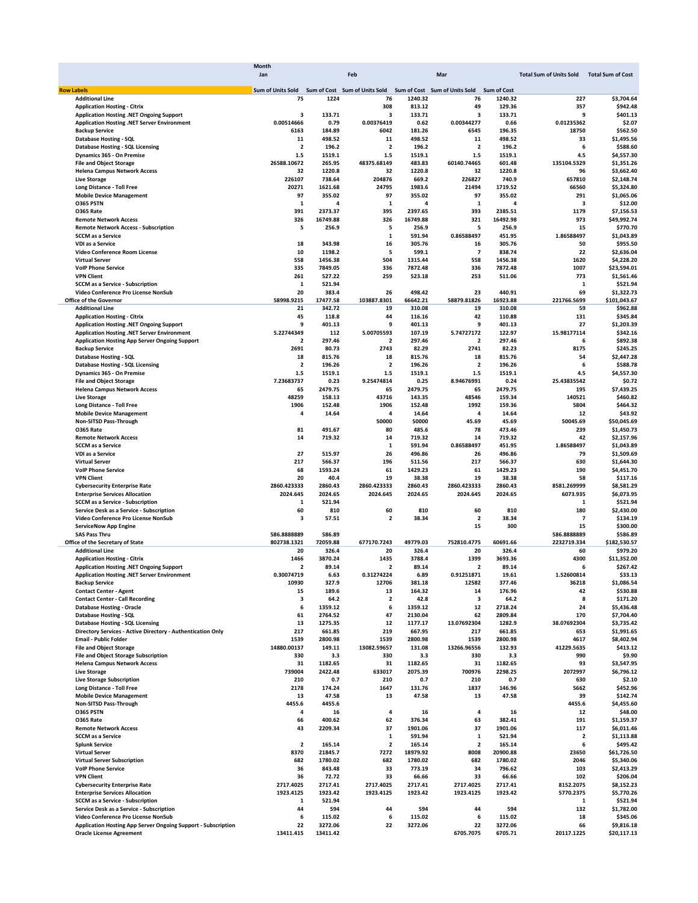| | Month | | | | | | | |
|---|---|---|---|---|---|---|---|---|
| | Jan | | Feb | | Mar | | Total Sum of Units Sold | Total Sum of Cost |
| **Row Labels** | Sum of Units Sold | Sum of Cost | Sum of Units Sold | Sum of Cost | Sum of Units Sold | Sum of Cost | | |
| Additional Line | 75 | 1224 | 76 | 1240.32 | 76 | 1240.32 | 227 | $3,704.64 |
| Application Hosting - Citrix | | | 308 | 813.12 | 49 | 129.36 | 357 | $942.48 |
| Application Hosting .NET Ongoing Support | 3 | 133.71 | 3 | 133.71 | 3 | 133.71 | 9 | $401.13 |
| Application Hosting .NET Server Environment | 0.00514666 | 0.79 | 0.00376419 | 0.62 | 0.00344277 | 0.66 | 0.01235362 | $2.07 |
| Backup Service | 6163 | 184.89 | 6042 | 181.26 | 6545 | 196.35 | 18750 | $562.50 |
| Database Hosting - SQL | 11 | 498.52 | 11 | 498.52 | 11 | 498.52 | 33 | $1,495.56 |
| Database Hosting - SQL Licensing | 2 | 196.2 | 2 | 196.2 | 2 | 196.2 | 6 | $588.60 |
| Dynamics 365 - On Premise | 1.5 | 1519.1 | 1.5 | 1519.1 | 1.5 | 1519.1 | 4.5 | $4,557.30 |
| File and Object Storage | 26588.10672 | 265.95 | 48375.68149 | 483.83 | 60140.74465 | 601.48 | 135104.5329 | $1,351.26 |
| Helena Campus Network Access | 32 | 1220.8 | 32 | 1220.8 | 32 | 1220.8 | 96 | $3,662.40 |
| Live Storage | 226107 | 738.64 | 204876 | 669.2 | 226827 | 740.9 | 657810 | $2,148.74 |
| Long Distance - Toll Free | 20271 | 1621.68 | 24795 | 1983.6 | 21494 | 1719.52 | 66560 | $5,324.80 |
| Mobile Device Management | 97 | 355.02 | 97 | 355.02 | 97 | 355.02 | 291 | $1,065.06 |
| O365 PSTN | 1 | 4 | 1 | 4 | 1 | 4 | 3 | $12.00 |
| O365 Rate | 391 | 2373.37 | 395 | 2397.65 | 393 | 2385.51 | 1179 | $7,156.53 |
| Remote Network Access | 326 | 16749.88 | 326 | 16749.88 | 321 | 16492.98 | 973 | $49,992.74 |
| Remote Network Access - Subscription | 5 | 256.9 | 5 | 256.9 | 5 | 256.9 | 15 | $770.70 |
| SCCM as a Service | | | 1 | 591.94 | 0.86588497 | 451.95 | 1.86588497 | $1,043.89 |
| VDI as a Service | 18 | 343.98 | 16 | 305.76 | 16 | 305.76 | 50 | $955.50 |
| Video Conference Room License | 10 | 1198.2 | 5 | 599.1 | 7 | 838.74 | 22 | $2,636.04 |
| Virtual Server | 558 | 1456.38 | 504 | 1315.44 | 558 | 1456.38 | 1620 | $4,228.20 |
| VoIP Phone Service | 335 | 7849.05 | 336 | 7872.48 | 336 | 7872.48 | 1007 | $23,594.01 |
| VPN Client | 261 | 527.22 | 259 | 523.18 | 253 | 511.06 | 773 | $1,561.46 |
| SCCM as a Service - Subscription | 1 | 521.94 | | | | | 1 | $521.94 |
| Video Conference Pro License NonSub | 20 | 383.4 | 26 | 498.42 | 23 | 440.91 | 69 | $1,322.73 |
| **Office of the Governor** | 58998.9215 | 17477.58 | 103887.8301 | 66642.21 | 58879.81826 | 16923.88 | 221766.5699 | $101,043.67 |
| Additional Line | 21 | 342.72 | 19 | 310.08 | 19 | 310.08 | 59 | $962.88 |
| Application Hosting - Citrix | 45 | 118.8 | 44 | 116.16 | 42 | 110.88 | 131 | $345.84 |
| Application Hosting .NET Ongoing Support | 9 | 401.13 | 9 | 401.13 | 9 | 401.13 | 27 | $1,203.39 |
| Application Hosting .NET Server Environment | 5.22744349 | 112 | 5.00705593 | 107.19 | 5.74727172 | 122.97 | 15.98177114 | $342.16 |
| Application Hosting App Server Ongoing Support | 2 | 297.46 | 2 | 297.46 | 2 | 297.46 | 6 | $892.38 |
| Backup Service | 2691 | 80.73 | 2743 | 82.29 | 2741 | 82.23 | 8175 | $245.25 |
| Database Hosting - SQL | 18 | 815.76 | 18 | 815.76 | 18 | 815.76 | 54 | $2,447.28 |
| Database Hosting - SQL Licensing | 2 | 196.26 | 2 | 196.26 | 2 | 196.26 | 6 | $588.78 |
| Dynamics 365 - On Premise | 1.5 | 1519.1 | 1.5 | 1519.1 | 1.5 | 1519.1 | 4.5 | $4,557.30 |
| File and Object Storage | 7.23683737 | 0.23 | 9.25474814 | 0.25 | 8.94676991 | 0.24 | 25.43835542 | $0.72 |
| Helena Campus Network Access | 65 | 2479.75 | 65 | 2479.75 | 65 | 2479.75 | 195 | $7,439.25 |
| Live Storage | 48259 | 158.13 | 43716 | 143.35 | 48546 | 159.34 | 140521 | $460.82 |
| Long Distance - Toll Free | 1906 | 152.48 | 1906 | 152.48 | 1992 | 159.36 | 5804 | $464.32 |
| Mobile Device Management | 4 | 14.64 | 4 | 14.64 | 4 | 14.64 | 12 | $43.92 |
| Non-SITSD Pass-Through | | | 50000 | 50000 | 45.69 | 45.69 | 50045.69 | $50,045.69 |
| O365 Rate | 81 | 491.67 | 80 | 485.6 | 78 | 473.46 | 239 | $1,450.73 |
| Remote Network Access | 14 | 719.32 | 14 | 719.32 | 14 | 719.32 | 42 | $2,157.96 |
| SCCM as a Service | | | 1 | 591.94 | 0.86588497 | 451.95 | 1.86588497 | $1,043.89 |
| VDI as a Service | 27 | 515.97 | 26 | 496.86 | 26 | 496.86 | 79 | $1,509.69 |
| Virtual Server | 217 | 566.37 | 196 | 511.56 | 217 | 566.37 | 630 | $1,644.30 |
| VoIP Phone Service | 68 | 1593.24 | 61 | 1429.23 | 61 | 1429.23 | 190 | $4,451.70 |
| VPN Client | 20 | 40.4 | 19 | 38.38 | 19 | 38.38 | 58 | $117.16 |
| Cybersecurity Enterprise Rate | 2860.423333 | 2860.43 | 2860.423333 | 2860.43 | 2860.423333 | 2860.43 | 8581.269999 | $8,581.29 |
| Enterprise Services Allocation | 2024.645 | 2024.65 | 2024.645 | 2024.65 | 2024.645 | 2024.65 | 6073.935 | $6,073.95 |
| SCCM as a Service - Subscription | 1 | 521.94 | | | | | 1 | $521.94 |
| Service Desk as a Service - Subscription | 60 | 810 | 60 | 810 | 60 | 810 | 180 | $2,430.00 |
| Video Conference Pro License NonSub | 3 | 57.51 | 2 | 38.34 | 2 | 38.34 | 7 | $134.19 |
| ServiceNow App Engine | | | | | 15 | 300 | 15 | $300.00 |
| SAS Pass Thru | 586.8888889 | 586.89 | | | | | 586.8888889 | $586.89 |
| **Office of the Secretary of State** | 802738.1321 | 72059.88 | 677170.7243 | 49779.03 | 752810.4775 | 60691.66 | 2232719.334 | $182,530.57 |
| Additional Line | 20 | 326.4 | 20 | 326.4 | 20 | 326.4 | 60 | $979.20 |
| Application Hosting - Citrix | 1466 | 3870.24 | 1435 | 3788.4 | 1399 | 3693.36 | 4300 | $11,352.00 |
| Application Hosting .NET Ongoing Support | 2 | 89.14 | 2 | 89.14 | 2 | 89.14 | 6 | $267.42 |
| Application Hosting .NET Server Environment | 0.30074719 | 6.63 | 0.31274224 | 6.89 | 0.91251871 | 19.61 | 1.52600814 | $33.13 |
| Backup Service | 10930 | 327.9 | 12706 | 381.18 | 12582 | 377.46 | 36218 | $1,086.54 |
| Contact Center - Agent | 15 | 189.6 | 13 | 164.32 | 14 | 176.96 | 42 | $530.88 |
| Contact Center - Call Recording | 3 | 64.2 | 2 | 42.8 | 3 | 64.2 | 8 | $171.20 |
| Database Hosting - Oracle | 6 | 1359.12 | 6 | 1359.12 | 12 | 2718.24 | 24 | $5,436.48 |
| Database Hosting - SQL | 61 | 2764.52 | 47 | 2130.04 | 62 | 2809.84 | 170 | $7,704.40 |
| Database Hosting - SQL Licensing | 13 | 1275.35 | 12 | 1177.17 | 13.07692304 | 1282.9 | 38.07692304 | $3,735.42 |
| Directory Services - Active Directory - Authentication Only | 217 | 661.85 | 219 | 667.95 | 217 | 661.85 | 653 | $1,991.65 |
| Email - Public Folder | 1539 | 2800.98 | 1539 | 2800.98 | 1539 | 2800.98 | 4617 | $8,402.94 |
| File and Object Storage | 14880.00137 | 149.11 | 13082.59657 | 131.08 | 13266.96556 | 132.93 | 41229.5635 | $413.12 |
| File and Object Storage Subscription | 330 | 3.3 | 330 | 3.3 | 330 | 3.3 | 990 | $9.90 |
| Helena Campus Network Access | 31 | 1182.65 | 31 | 1182.65 | 31 | 1182.65 | 93 | $3,547.95 |
| Live Storage | 739004 | 2422.48 | 633017 | 2075.39 | 700976 | 2298.25 | 2072997 | $6,796.12 |
| Live Storage Subscription | 210 | 0.7 | 210 | 0.7 | 210 | 0.7 | 630 | $2.10 |
| Long Distance - Toll Free | 2178 | 174.24 | 1647 | 131.76 | 1837 | 146.96 | 5662 | $452.96 |
| Mobile Device Management | 13 | 47.58 | 13 | 47.58 | 13 | 47.58 | 39 | $142.74 |
| Non-SITSD Pass-Through | 4455.6 | 4455.6 | | | | | 4455.6 | $4,455.60 |
| O365 PSTN | 4 | 16 | 4 | 16 | 4 | 16 | 12 | $48.00 |
| O365 Rate | 66 | 400.62 | 62 | 376.34 | 63 | 382.41 | 191 | $1,159.37 |
| Remote Network Access | 43 | 2209.34 | 37 | 1901.06 | 37 | 1901.06 | 117 | $6,011.46 |
| SCCM as a Service | | | 1 | 591.94 | 1 | 521.94 | 2 | $1,113.88 |
| Splunk Service | 2 | 165.14 | 2 | 165.14 | 2 | 165.14 | 6 | $495.42 |
| Virtual Server | 8370 | 21845.7 | 7272 | 18979.92 | 8008 | 20900.88 | 23650 | $61,726.50 |
| Virtual Server Subscription | 682 | 1780.02 | 682 | 1780.02 | 682 | 1780.02 | 2046 | $5,340.06 |
| VoIP Phone Service | 36 | 843.48 | 33 | 773.19 | 34 | 796.62 | 103 | $2,413.29 |
| VPN Client | 36 | 72.72 | 33 | 66.66 | 33 | 66.66 | 102 | $206.04 |
| Cybersecurity Enterprise Rate | 2717.4025 | 2717.41 | 2717.4025 | 2717.41 | 2717.4025 | 2717.41 | 8152.2075 | $8,152.23 |
| Enterprise Services Allocation | 1923.4125 | 1923.42 | 1923.4125 | 1923.42 | 1923.4125 | 1923.42 | 5770.2375 | $5,770.26 |
| SCCM as a Service - Subscription | 1 | 521.94 | | | | | 1 | $521.94 |
| Service Desk as a Service - Subscription | 44 | 594 | 44 | 594 | 44 | 594 | 132 | $1,782.00 |
| Video Conference Pro License NonSub | 6 | 115.02 | 6 | 115.02 | 6 | 115.02 | 18 | $345.06 |
| Application Hosting App Server Ongoing Support - Subscription | 22 | 3272.06 | 22 | 3272.06 | 22 | 3272.06 | 66 | $9,816.18 |
| Oracle License Agreement | 13411.415 | 13411.42 | | | 6705.7075 | 6705.71 | 20117.1225 | $20,117.13 |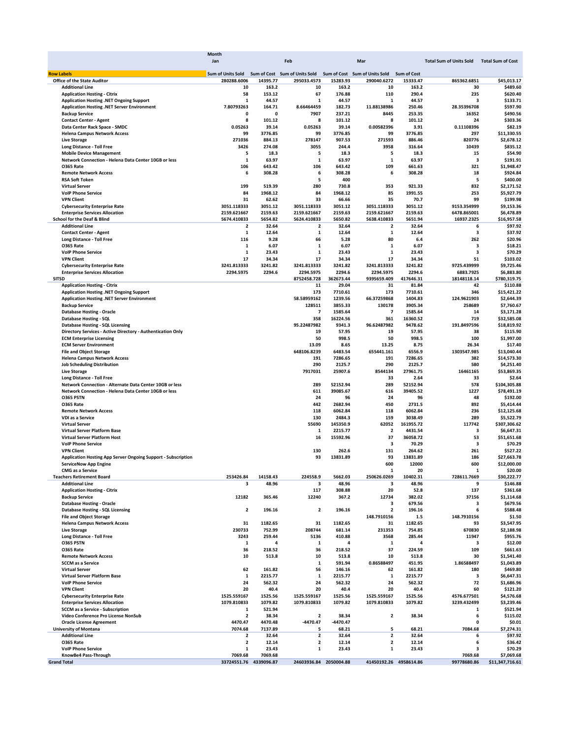| | Month | | | | | | | |
|---|---|---|---|---|---|---|---|---|
| | Jan | | Feb | | Mar | | Total Sum of Units Sold | Total Sum of Cost |
| **Row Labels** | **Sum of Units Sold** | **Sum of Cost** | **Sum of Units Sold** | **Sum of Cost** | **Sum of Units Sold** | **Sum of Cost** | | |
| **Office of the State Auditor** | 280288.6006 | 14395.77 | 295033.4573 | 15283.93 | 290040.6272 | 15333.47 | 865362.6851 | $45,013.17 |
| Additional Line | 10 | 163.2 | 10 | 163.2 | 10 | 163.2 | 30 | $489.60 |
| Application Hosting - Citrix | 58 | 153.12 | 67 | 176.88 | 110 | 290.4 | 235 | $620.40 |
| Application Hosting .NET Ongoing Support | 1 | 44.57 | 1 | 44.57 | 1 | 44.57 | 3 | $133.71 |
| Application Hosting .NET Server Environment | 7.80793263 | 164.71 | 8.66464459 | 182.73 | 11.88138986 | 250.46 | 28.35396708 | $597.90 |
| Backup Service | 0 | 0 | 7907 | 237.21 | 8445 | 253.35 | 16352 | $490.56 |
| Contact Center - Agent | 8 | 101.12 | 8 | 101.12 | 8 | 101.12 | 24 | $303.36 |
| Data Center Rack Space - SMDC | 0.05263 | 39.14 | 0.05263 | 39.14 | 0.00582396 | 3.91 | 0.11108396 | $82.19 |
| Helena Campus Network Access | 99 | 3776.85 | 99 | 3776.85 | 99 | 3776.85 | 297 | $11,330.55 |
| Live Storage | 271036 | 884.13 | 278147 | 907.53 | 271593 | 886.46 | 820776 | $2,678.12 |
| Long Distance - Toll Free | 3426 | 274.08 | 3055 | 244.4 | 3958 | 316.64 | 10439 | $835.12 |
| Mobile Device Management | 5 | 18.3 | 5 | 18.3 | 5 | 18.3 | 15 | $54.90 |
| Network Connection - Helena Data Center 10GB or less | 1 | 63.97 | 1 | 63.97 | 1 | 63.97 | 3 | $191.91 |
| O365 Rate | 106 | 643.42 | 106 | 643.42 | 109 | 661.63 | 321 | $1,948.47 |
| Remote Network Access | 6 | 308.28 | 6 | 308.28 | 6 | 308.28 | 18 | $924.84 |
| RSA Soft Token | | | 5 | 400 | | | 5 | $400.00 |
| Virtual Server | 199 | 519.39 | 280 | 730.8 | 353 | 921.33 | 832 | $2,171.52 |
| VoIP Phone Service | 84 | 1968.12 | 84 | 1968.12 | 85 | 1991.55 | 253 | $5,927.79 |
| VPN Client | 31 | 62.62 | 33 | 66.66 | 35 | 70.7 | 99 | $199.98 |
| Cybersecurity Enterprise Rate | 3051.118333 | 3051.12 | 3051.118333 | 3051.12 | 3051.118333 | 3051.12 | 9153.354999 | $9,153.36 |
| Enterprise Services Allocation | 2159.621667 | 2159.63 | 2159.621667 | 2159.63 | 2159.621667 | 2159.63 | 6478.865001 | $6,478.89 |
| **School for the Deaf & Blind** | 5674.410833 | 5654.82 | 5624.410833 | 5650.82 | 5638.410833 | 5651.94 | 16937.2325 | $16,957.58 |
| Additional Line | 2 | 32.64 | 2 | 32.64 | 2 | 32.64 | 6 | $97.92 |
| Contact Center - Agent | 1 | 12.64 | 1 | 12.64 | 1 | 12.64 | 3 | $37.92 |
| Long Distance - Toll Free | 116 | 9.28 | 66 | 5.28 | 80 | 6.4 | 262 | $20.96 |
| O365 Rate | 1 | 6.07 | 1 | 6.07 | 1 | 6.07 | 3 | $18.21 |
| VoIP Phone Service | 1 | 23.43 | 1 | 23.43 | 1 | 23.43 | 3 | $70.29 |
| VPN Client | 17 | 34.34 | 17 | 34.34 | 17 | 34.34 | 51 | $103.02 |
| Cybersecurity Enterprise Rate | 3241.813333 | 3241.82 | 3241.813333 | 3241.82 | 3241.813333 | 3241.82 | 9725.439999 | $9,725.46 |
| Enterprise Services Allocation | 2294.5975 | 2294.6 | 2294.5975 | 2294.6 | 2294.5975 | 2294.6 | 6883.7925 | $6,883.80 |
| **SITSD** | | | 8752458.728 | 362673.44 | 9395659.409 | 417646.31 | 18148118.14 | $780,319.75 |
| Application Hosting - Citrix | | | 11 | 29.04 | 31 | 81.84 | 42 | $110.88 |
| Application Hosting .NET Ongoing Support | | | 173 | 7710.61 | 173 | 7710.61 | 346 | $15,421.22 |
| Application Hosting .NET Server Environment | | | 58.58959162 | 1239.56 | 66.37259868 | 1404.83 | 124.9621903 | $2,644.39 |
| Backup Service | | | 128511 | 3855.33 | 130178 | 3905.34 | 258689 | $7,760.67 |
| Database Hosting - Oracle | | | 7 | 1585.64 | 7 | 1585.64 | 14 | $3,171.28 |
| Database Hosting - SQL | | | 358 | 16224.56 | 361 | 16360.52 | 719 | $32,585.08 |
| Database Hosting - SQL Licensing | | | 95.22487982 | 9341.3 | 96.62487982 | 9478.62 | 191.8497596 | $18,819.92 |
| Directory Services - Active Directory - Authentication Only | | | 19 | 57.95 | 19 | 57.95 | 38 | $115.90 |
| ECM Enterprise Licensing | | | 50 | 998.5 | 50 | 998.5 | 100 | $1,997.00 |
| ECM Server Environment | | | 13.09 | 8.65 | 13.25 | 8.75 | 26.34 | $17.40 |
| File and Object Storage | | | 648106.8239 | 6483.54 | 655441.161 | 6556.9 | 1303547.985 | $13,040.44 |
| Helena Campus Network Access | | | 191 | 7286.65 | 191 | 7286.65 | 382 | $14,573.30 |
| Job Scheduling Distribution | | | 290 | 2125.7 | 290 | 2125.7 | 580 | $4,251.40 |
| Live Storage | | | 7917031 | 25907.6 | 8544134 | 27961.75 | 16461165 | $53,869.35 |
| Long Distance - Toll Free | | | | | 33 | 2.64 | 33 | $2.64 |
| Network Connection - Alternate Data Center 10GB or less | | | 289 | 52152.94 | 289 | 52152.94 | 578 | $104,305.88 |
| Network Connection - Helena Data Center 10GB or less | | | 611 | 39085.67 | 616 | 39405.52 | 1227 | $78,491.19 |
| O365 PSTN | | | 24 | 96 | 24 | 96 | 48 | $192.00 |
| O365 Rate | | | 442 | 2682.94 | 450 | 2731.5 | 892 | $5,414.44 |
| Remote Network Access | | | 118 | 6062.84 | 118 | 6062.84 | 236 | $12,125.68 |
| VDI as a Service | | | 130 | 2484.3 | 159 | 3038.49 | 289 | $5,522.79 |
| Virtual Server | | | 55690 | 145350.9 | 62052 | 161955.72 | 117742 | $307,306.62 |
| Virtual Server Platform Base | | | 1 | 2215.77 | 2 | 4431.54 | 3 | $6,647.31 |
| Virtual Server Platform Host | | | 16 | 15592.96 | 37 | 36058.72 | 53 | $51,651.68 |
| VoIP Phone Service | | | | | 3 | 70.29 | 3 | $70.29 |
| VPN Client | | | 130 | 262.6 | 131 | 264.62 | 261 | $527.22 |
| Application Hosting App Server Ongoing Support - Subscription | | | 93 | 13831.89 | 93 | 13831.89 | 186 | $27,663.78 |
| ServiceNow App Engine | | | | | 600 | 12000 | 600 | $12,000.00 |
| CMG as a Service | | | | | 1 | 20 | 1 | $20.00 |
| **Teachers Retirement Board** | 253426.84 | 14158.43 | 224558.9 | 5662.03 | 250626.0269 | 10402.31 | 728611.7669 | $30,222.77 |
| Additional Line | 3 | 48.96 | 3 | 48.96 | 3 | 48.96 | 9 | $146.88 |
| Application Hosting - Citrix | | | 117 | 308.88 | 20 | 52.8 | 137 | $361.68 |
| Backup Service | 12182 | 365.46 | 12240 | 367.2 | 12734 | 382.02 | 37156 | $1,114.68 |
| Database Hosting - Oracle | | | | | 3 | 679.56 | 3 | $679.56 |
| Database Hosting - SQL Licensing | 2 | 196.16 | 2 | 196.16 | 2 | 196.16 | 6 | $588.48 |
| File and Object Storage | | | | | 148.7910156 | 1.5 | 148.7910156 | $1.50 |
| Helena Campus Network Access | 31 | 1182.65 | 31 | 1182.65 | 31 | 1182.65 | 93 | $3,547.95 |
| Live Storage | 230733 | 752.99 | 208744 | 681.14 | 231353 | 754.85 | 670830 | $2,188.98 |
| Long Distance - Toll Free | 3243 | 259.44 | 5136 | 410.88 | 3568 | 285.44 | 11947 | $955.76 |
| O365 PSTN | 1 | 4 | 1 | 4 | 1 | 4 | 3 | $12.00 |
| O365 Rate | 36 | 218.52 | 36 | 218.52 | 37 | 224.59 | 109 | $661.63 |
| Remote Network Access | 10 | 513.8 | 10 | 513.8 | 10 | 513.8 | 30 | $1,541.40 |
| SCCM as a Service | | | 1 | 591.94 | 0.86588497 | 451.95 | 1.86588497 | $1,043.89 |
| Virtual Server | 62 | 161.82 | 56 | 146.16 | 62 | 161.82 | 180 | $469.80 |
| Virtual Server Platform Base | 1 | 2215.77 | 1 | 2215.77 | 1 | 2215.77 | 3 | $6,647.31 |
| VoIP Phone Service | 24 | 562.32 | 24 | 562.32 | 24 | 562.32 | 72 | $1,686.96 |
| VPN Client | 20 | 40.4 | 20 | 40.4 | 20 | 40.4 | 60 | $121.20 |
| Cybersecurity Enterprise Rate | 1525.559167 | 1525.56 | 1525.559167 | 1525.56 | 1525.559167 | 1525.56 | 4576.677501 | $4,576.68 |
| Enterprise Services Allocation | 1079.810833 | 1079.82 | 1079.810833 | 1079.82 | 1079.810833 | 1079.82 | 3239.432499 | $3,239.46 |
| SCCM as a Service - Subscription | 1 | 521.94 | | | | | 1 | $521.94 |
| Video Conference Pro License NonSub | 2 | 38.34 | 2 | 38.34 | 2 | 38.34 | 6 | $115.02 |
| Oracle License Agreement | 4470.47 | 4470.48 | -4470.47 | -4470.47 | | | 0 | $0.01 |
| **University of Montana** | 7074.68 | 7137.89 | 5 | 68.21 | 5 | 68.21 | 7084.68 | $7,274.31 |
| Additional Line | 2 | 32.64 | 2 | 32.64 | 2 | 32.64 | 6 | $97.92 |
| O365 Rate | 2 | 12.14 | 2 | 12.14 | 2 | 12.14 | 6 | $36.42 |
| VoIP Phone Service | 1 | 23.43 | 1 | 23.43 | 1 | 23.43 | 3 | $70.29 |
| KnowBe4 Pass-Through | 7069.68 | 7069.68 | | | | | 7069.68 | $7,069.68 |
| **Grand Total** | 33724551.76 | 4339096.87 | 24603936.84 | 2050004.88 | 41450192.26 | 4958614.86 | 99778680.86 | $11,347,716.61 |